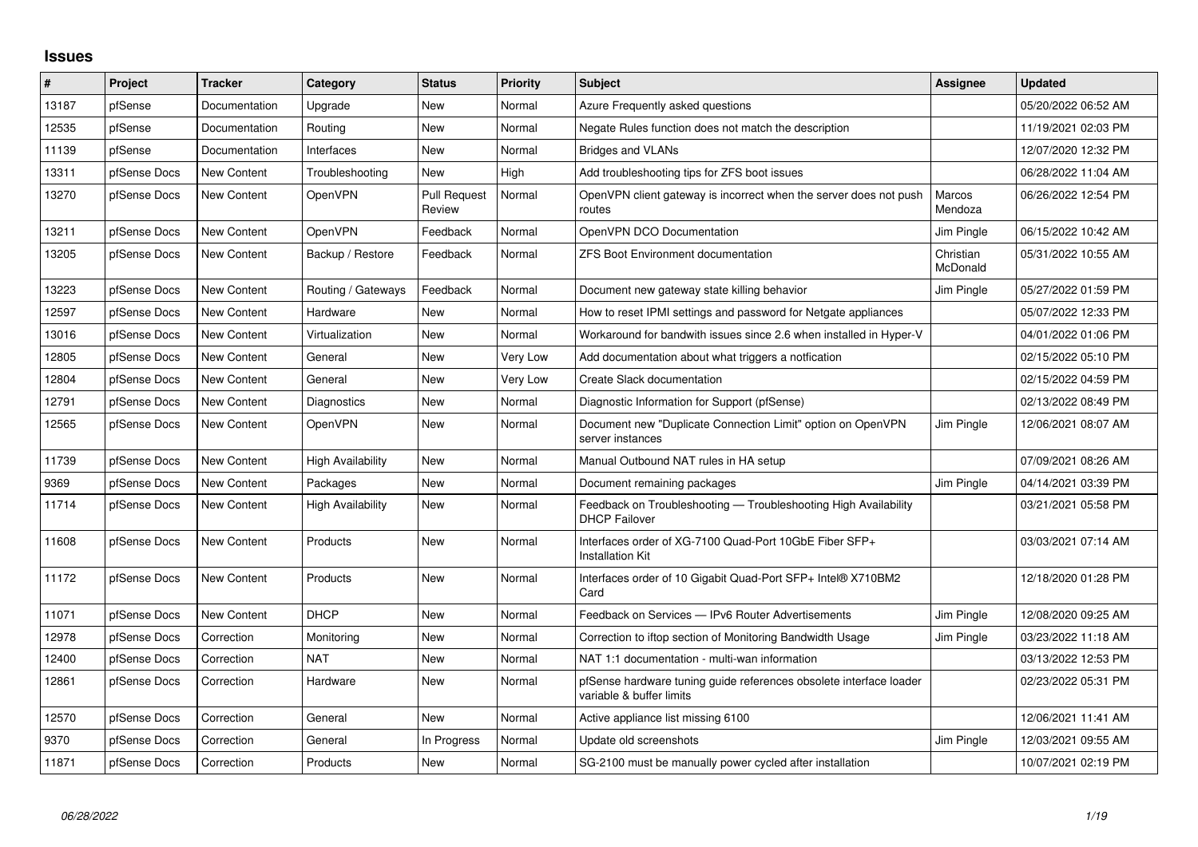# Issues

| # | Project | Tracker | Category | Status | Priority | Subject | Assignee | Updated |
|---|---|---|---|---|---|---|---|---|
| 13187 | pfSense | Documentation | Upgrade | New | Normal | Azure Frequently asked questions | | 05/20/2022 06:52 AM |
| 12535 | pfSense | Documentation | Routing | New | Normal | Negate Rules function does not match the description | | 11/19/2021 02:03 PM |
| 11139 | pfSense | Documentation | Interfaces | New | Normal | Bridges and VLANs | | 12/07/2020 12:32 PM |
| 13311 | pfSense Docs | New Content | Troubleshooting | New | High | Add troubleshooting tips for ZFS boot issues | | 06/28/2022 11:04 AM |
| 13270 | pfSense Docs | New Content | OpenVPN | Pull Request Review | Normal | OpenVPN client gateway is incorrect when the server does not push routes | Marcos Mendoza | 06/26/2022 12:54 PM |
| 13211 | pfSense Docs | New Content | OpenVPN | Feedback | Normal | OpenVPN DCO Documentation | Jim Pingle | 06/15/2022 10:42 AM |
| 13205 | pfSense Docs | New Content | Backup / Restore | Feedback | Normal | ZFS Boot Environment documentation | Christian McDonald | 05/31/2022 10:55 AM |
| 13223 | pfSense Docs | New Content | Routing / Gateways | Feedback | Normal | Document new gateway state killing behavior | Jim Pingle | 05/27/2022 01:59 PM |
| 12597 | pfSense Docs | New Content | Hardware | New | Normal | How to reset IPMI settings and password for Netgate appliances | | 05/07/2022 12:33 PM |
| 13016 | pfSense Docs | New Content | Virtualization | New | Normal | Workaround for bandwith issues since 2.6 when installed in Hyper-V | | 04/01/2022 01:06 PM |
| 12805 | pfSense Docs | New Content | General | New | Very Low | Add documentation about what triggers a notfication | | 02/15/2022 05:10 PM |
| 12804 | pfSense Docs | New Content | General | New | Very Low | Create Slack documentation | | 02/15/2022 04:59 PM |
| 12791 | pfSense Docs | New Content | Diagnostics | New | Normal | Diagnostic Information for Support (pfSense) | | 02/13/2022 08:49 PM |
| 12565 | pfSense Docs | New Content | OpenVPN | New | Normal | Document new "Duplicate Connection Limit" option on OpenVPN server instances | Jim Pingle | 12/06/2021 08:07 AM |
| 11739 | pfSense Docs | New Content | High Availability | New | Normal | Manual Outbound NAT rules in HA setup | | 07/09/2021 08:26 AM |
| 9369 | pfSense Docs | New Content | Packages | New | Normal | Document remaining packages | Jim Pingle | 04/14/2021 03:39 PM |
| 11714 | pfSense Docs | New Content | High Availability | New | Normal | Feedback on Troubleshooting — Troubleshooting High Availability DHCP Failover | | 03/21/2021 05:58 PM |
| 11608 | pfSense Docs | New Content | Products | New | Normal | Interfaces order of XG-7100 Quad-Port 10GbE Fiber SFP+ Installation Kit | | 03/03/2021 07:14 AM |
| 11172 | pfSense Docs | New Content | Products | New | Normal | Interfaces order of 10 Gigabit Quad-Port SFP+ Intel® X710BM2 Card | | 12/18/2020 01:28 PM |
| 11071 | pfSense Docs | New Content | DHCP | New | Normal | Feedback on Services — IPv6 Router Advertisements | Jim Pingle | 12/08/2020 09:25 AM |
| 12978 | pfSense Docs | Correction | Monitoring | New | Normal | Correction to iftop section of Monitoring Bandwidth Usage | Jim Pingle | 03/23/2022 11:18 AM |
| 12400 | pfSense Docs | Correction | NAT | New | Normal | NAT 1:1 documentation - multi-wan information | | 03/13/2022 12:53 PM |
| 12861 | pfSense Docs | Correction | Hardware | New | Normal | pfSense hardware tuning guide references obsolete interface loader variable & buffer limits | | 02/23/2022 05:31 PM |
| 12570 | pfSense Docs | Correction | General | New | Normal | Active appliance list missing 6100 | | 12/06/2021 11:41 AM |
| 9370 | pfSense Docs | Correction | General | In Progress | Normal | Update old screenshots | Jim Pingle | 12/03/2021 09:55 AM |
| 11871 | pfSense Docs | Correction | Products | New | Normal | SG-2100 must be manually power cycled after installation | | 10/07/2021 02:19 PM |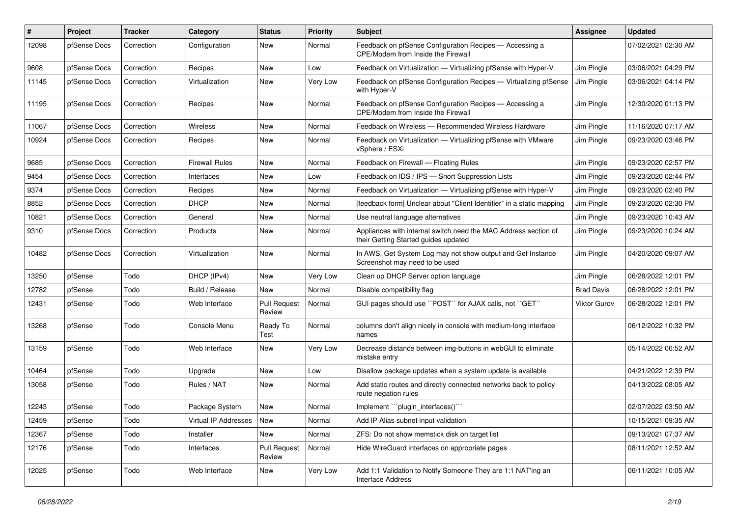| # | Project | Tracker | Category | Status | Priority | Subject | Assignee | Updated |
|---|---|---|---|---|---|---|---|---|
| 12098 | pfSense Docs | Correction | Configuration | New | Normal | Feedback on pfSense Configuration Recipes — Accessing a CPE/Modem from Inside the Firewall | | 07/02/2021 02:30 AM |
| 9608 | pfSense Docs | Correction | Recipes | New | Low | Feedback on Virtualization — Virtualizing pfSense with Hyper-V | Jim Pingle | 03/06/2021 04:29 PM |
| 11145 | pfSense Docs | Correction | Virtualization | New | Very Low | Feedback on pfSense Configuration Recipes — Virtualizing pfSense with Hyper-V | Jim Pingle | 03/06/2021 04:14 PM |
| 11195 | pfSense Docs | Correction | Recipes | New | Normal | Feedback on pfSense Configuration Recipes — Accessing a CPE/Modem from Inside the Firewall | Jim Pingle | 12/30/2020 01:13 PM |
| 11067 | pfSense Docs | Correction | Wireless | New | Normal | Feedback on Wireless — Recommended Wireless Hardware | Jim Pingle | 11/16/2020 07:17 AM |
| 10924 | pfSense Docs | Correction | Recipes | New | Normal | Feedback on Virtualization — Virtualizing pfSense with VMware vSphere / ESXi | Jim Pingle | 09/23/2020 03:46 PM |
| 9685 | pfSense Docs | Correction | Firewall Rules | New | Normal | Feedback on Firewall — Floating Rules | Jim Pingle | 09/23/2020 02:57 PM |
| 9454 | pfSense Docs | Correction | Interfaces | New | Low | Feedback on IDS / IPS — Snort Suppression Lists | Jim Pingle | 09/23/2020 02:44 PM |
| 9374 | pfSense Docs | Correction | Recipes | New | Normal | Feedback on Virtualization — Virtualizing pfSense with Hyper-V | Jim Pingle | 09/23/2020 02:40 PM |
| 8852 | pfSense Docs | Correction | DHCP | New | Normal | [feedback form] Unclear about "Client Identifier" in a static mapping | Jim Pingle | 09/23/2020 02:30 PM |
| 10821 | pfSense Docs | Correction | General | New | Normal | Use neutral language alternatives | Jim Pingle | 09/23/2020 10:43 AM |
| 9310 | pfSense Docs | Correction | Products | New | Normal | Appliances with internal switch need the MAC Address section of their Getting Started guides updated | Jim Pingle | 09/23/2020 10:24 AM |
| 10482 | pfSense Docs | Correction | Virtualization | New | Normal | In AWS, Get System Log may not show output and Get Instance Screenshot may need to be used | Jim Pingle | 04/20/2020 09:07 AM |
| 13250 | pfSense | Todo | DHCP (IPv4) | New | Very Low | Clean up DHCP Server option language | Jim Pingle | 06/28/2022 12:01 PM |
| 12782 | pfSense | Todo | Build / Release | New | Normal | Disable compatibility flag | Brad Davis | 06/28/2022 12:01 PM |
| 12431 | pfSense | Todo | Web Interface | Pull Request Review | Normal | GUI pages should use ``POST`` for AJAX calls, not ``GET`` | Viktor Gurov | 06/28/2022 12:01 PM |
| 13268 | pfSense | Todo | Console Menu | Ready To Test | Normal | columns don't align nicely in console with medium-long interface names | | 06/12/2022 10:32 PM |
| 13159 | pfSense | Todo | Web Interface | New | Very Low | Decrease distance between img-buttons in webGUI to eliminate mistake entry | | 05/14/2022 06:52 AM |
| 10464 | pfSense | Todo | Upgrade | New | Low | Disallow package updates when a system update is available | | 04/21/2022 12:39 PM |
| 13058 | pfSense | Todo | Rules / NAT | New | Normal | Add static routes and directly connected networks back to policy route negation rules | | 04/13/2022 08:05 AM |
| 12243 | pfSense | Todo | Package System | New | Normal | Implement ```plugin_interfaces()``` | | 02/07/2022 03:50 AM |
| 12459 | pfSense | Todo | Virtual IP Addresses | New | Normal | Add IP Alias subnet input validation | | 10/15/2021 09:35 AM |
| 12367 | pfSense | Todo | Installer | New | Normal | ZFS: Do not show memstick disk on target list | | 09/13/2021 07:37 AM |
| 12176 | pfSense | Todo | Interfaces | Pull Request Review | Normal | Hide WireGuard interfaces on appropriate pages | | 08/11/2021 12:52 AM |
| 12025 | pfSense | Todo | Web Interface | New | Very Low | Add 1:1 Validation to Notify Someone They are 1:1 NAT'ing an Interface Address | | 06/11/2021 10:05 AM |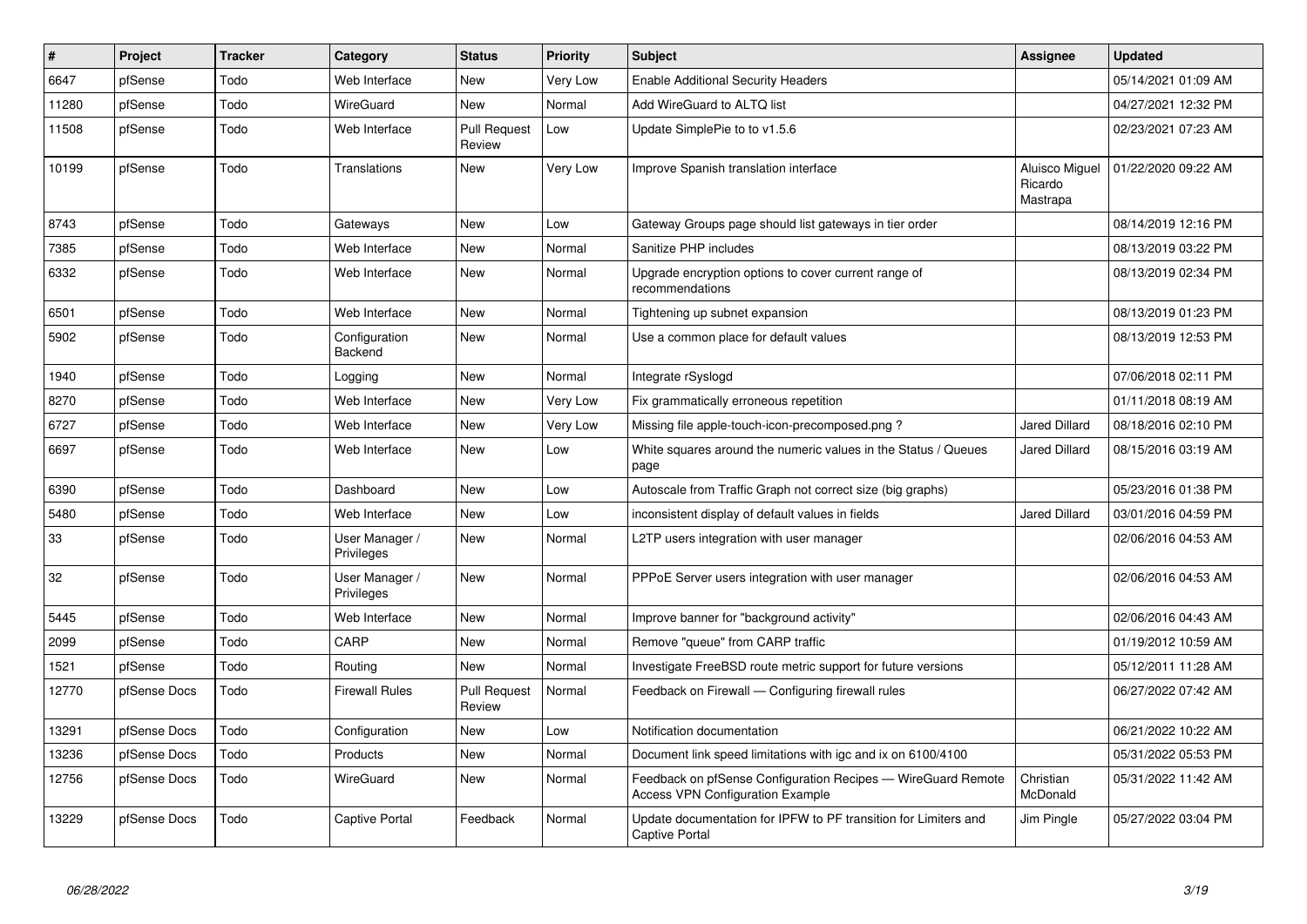| # | Project | Tracker | Category | Status | Priority | Subject | Assignee | Updated |
|---|---|---|---|---|---|---|---|---|
| 6647 | pfSense | Todo | Web Interface | New | Very Low | Enable Additional Security Headers | | 05/14/2021 01:09 AM |
| 11280 | pfSense | Todo | WireGuard | New | Normal | Add WireGuard to ALTQ list | | 04/27/2021 12:32 PM |
| 11508 | pfSense | Todo | Web Interface | Pull Request Review | Low | Update SimplePie to to v1.5.6 | | 02/23/2021 07:23 AM |
| 10199 | pfSense | Todo | Translations | New | Very Low | Improve Spanish translation interface | Aluisco Miguel Ricardo Mastrapa | 01/22/2020 09:22 AM |
| 8743 | pfSense | Todo | Gateways | New | Low | Gateway Groups page should list gateways in tier order | | 08/14/2019 12:16 PM |
| 7385 | pfSense | Todo | Web Interface | New | Normal | Sanitize PHP includes | | 08/13/2019 03:22 PM |
| 6332 | pfSense | Todo | Web Interface | New | Normal | Upgrade encryption options to cover current range of recommendations | | 08/13/2019 02:34 PM |
| 6501 | pfSense | Todo | Web Interface | New | Normal | Tightening up subnet expansion | | 08/13/2019 01:23 PM |
| 5902 | pfSense | Todo | Configuration Backend | New | Normal | Use a common place for default values | | 08/13/2019 12:53 PM |
| 1940 | pfSense | Todo | Logging | New | Normal | Integrate rSyslogd | | 07/06/2018 02:11 PM |
| 8270 | pfSense | Todo | Web Interface | New | Very Low | Fix grammatically erroneous repetition | | 01/11/2018 08:19 AM |
| 6727 | pfSense | Todo | Web Interface | New | Very Low | Missing file apple-touch-icon-precomposed.png ? | Jared Dillard | 08/18/2016 02:10 PM |
| 6697 | pfSense | Todo | Web Interface | New | Low | White squares around the numeric values in the Status / Queues page | Jared Dillard | 08/15/2016 03:19 AM |
| 6390 | pfSense | Todo | Dashboard | New | Low | Autoscale from Traffic Graph not correct size (big graphs) | | 05/23/2016 01:38 PM |
| 5480 | pfSense | Todo | Web Interface | New | Low | inconsistent display of default values in fields | Jared Dillard | 03/01/2016 04:59 PM |
| 33 | pfSense | Todo | User Manager / Privileges | New | Normal | L2TP users integration with user manager | | 02/06/2016 04:53 AM |
| 32 | pfSense | Todo | User Manager / Privileges | New | Normal | PPPoE Server users integration with user manager | | 02/06/2016 04:53 AM |
| 5445 | pfSense | Todo | Web Interface | New | Normal | Improve banner for "background activity" | | 02/06/2016 04:43 AM |
| 2099 | pfSense | Todo | CARP | New | Normal | Remove "queue" from CARP traffic | | 01/19/2012 10:59 AM |
| 1521 | pfSense | Todo | Routing | New | Normal | Investigate FreeBSD route metric support for future versions | | 05/12/2011 11:28 AM |
| 12770 | pfSense Docs | Todo | Firewall Rules | Pull Request Review | Normal | Feedback on Firewall — Configuring firewall rules | | 06/27/2022 07:42 AM |
| 13291 | pfSense Docs | Todo | Configuration | New | Low | Notification documentation | | 06/21/2022 10:22 AM |
| 13236 | pfSense Docs | Todo | Products | New | Normal | Document link speed limitations with igc and ix on 6100/4100 | | 05/31/2022 05:53 PM |
| 12756 | pfSense Docs | Todo | WireGuard | New | Normal | Feedback on pfSense Configuration Recipes — WireGuard Remote Access VPN Configuration Example | Christian McDonald | 05/31/2022 11:42 AM |
| 13229 | pfSense Docs | Todo | Captive Portal | Feedback | Normal | Update documentation for IPFW to PF transition for Limiters and Captive Portal | Jim Pingle | 05/27/2022 03:04 PM |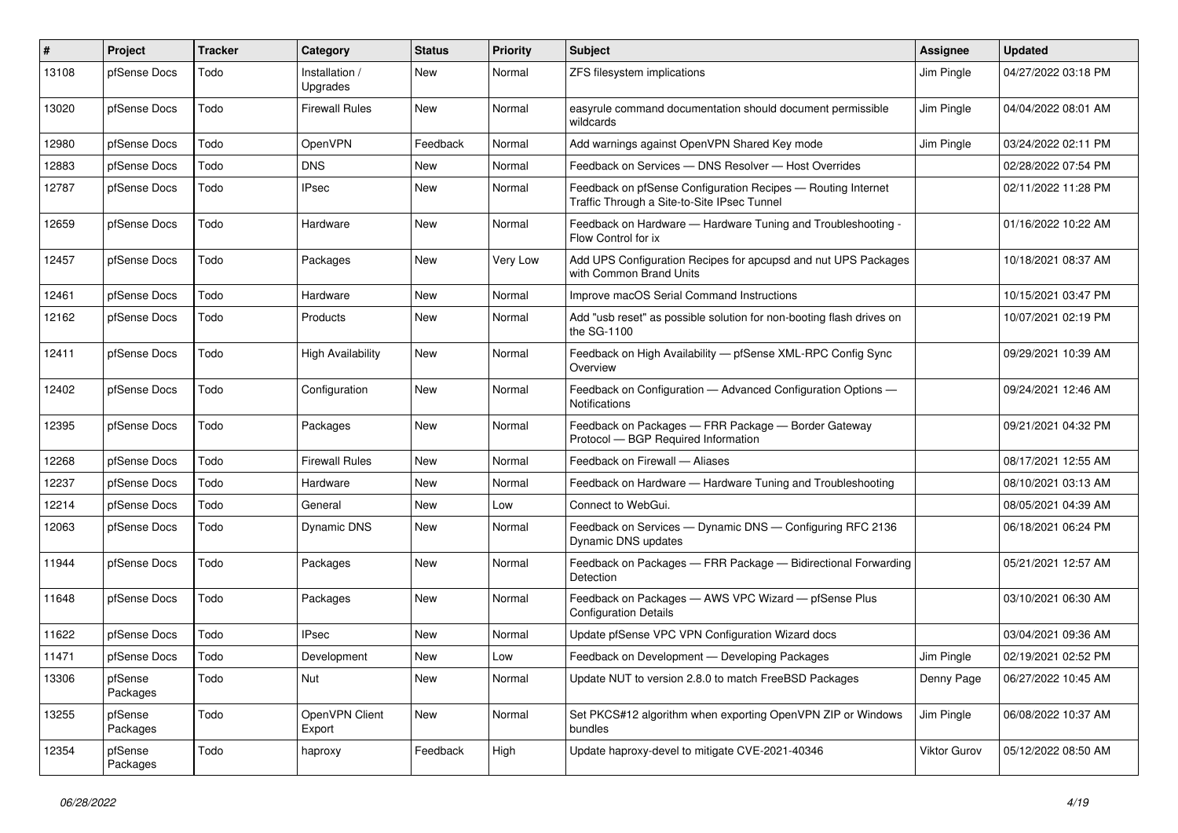| # | Project | Tracker | Category | Status | Priority | Subject | Assignee | Updated |
|---|---|---|---|---|---|---|---|---|
| 13108 | pfSense Docs | Todo | Installation / Upgrades | New | Normal | ZFS filesystem implications | Jim Pingle | 04/27/2022 03:18 PM |
| 13020 | pfSense Docs | Todo | Firewall Rules | New | Normal | easyrule command documentation should document permissible wildcards | Jim Pingle | 04/04/2022 08:01 AM |
| 12980 | pfSense Docs | Todo | OpenVPN | Feedback | Normal | Add warnings against OpenVPN Shared Key mode | Jim Pingle | 03/24/2022 02:11 PM |
| 12883 | pfSense Docs | Todo | DNS | New | Normal | Feedback on Services — DNS Resolver — Host Overrides | | 02/28/2022 07:54 PM |
| 12787 | pfSense Docs | Todo | IPsec | New | Normal | Feedback on pfSense Configuration Recipes — Routing Internet Traffic Through a Site-to-Site IPsec Tunnel | | 02/11/2022 11:28 PM |
| 12659 | pfSense Docs | Todo | Hardware | New | Normal | Feedback on Hardware — Hardware Tuning and Troubleshooting - Flow Control for ix | | 01/16/2022 10:22 AM |
| 12457 | pfSense Docs | Todo | Packages | New | Very Low | Add UPS Configuration Recipes for apcupsd and nut UPS Packages with Common Brand Units | | 10/18/2021 08:37 AM |
| 12461 | pfSense Docs | Todo | Hardware | New | Normal | Improve macOS Serial Command Instructions | | 10/15/2021 03:47 PM |
| 12162 | pfSense Docs | Todo | Products | New | Normal | Add "usb reset" as possible solution for non-booting flash drives on the SG-1100 | | 10/07/2021 02:19 PM |
| 12411 | pfSense Docs | Todo | High Availability | New | Normal | Feedback on High Availability — pfSense XML-RPC Config Sync Overview | | 09/29/2021 10:39 AM |
| 12402 | pfSense Docs | Todo | Configuration | New | Normal | Feedback on Configuration — Advanced Configuration Options — Notifications | | 09/24/2021 12:46 AM |
| 12395 | pfSense Docs | Todo | Packages | New | Normal | Feedback on Packages — FRR Package — Border Gateway Protocol — BGP Required Information | | 09/21/2021 04:32 PM |
| 12268 | pfSense Docs | Todo | Firewall Rules | New | Normal | Feedback on Firewall — Aliases | | 08/17/2021 12:55 AM |
| 12237 | pfSense Docs | Todo | Hardware | New | Normal | Feedback on Hardware — Hardware Tuning and Troubleshooting | | 08/10/2021 03:13 AM |
| 12214 | pfSense Docs | Todo | General | New | Low | Connect to WebGui. | | 08/05/2021 04:39 AM |
| 12063 | pfSense Docs | Todo | Dynamic DNS | New | Normal | Feedback on Services — Dynamic DNS — Configuring RFC 2136 Dynamic DNS updates | | 06/18/2021 06:24 PM |
| 11944 | pfSense Docs | Todo | Packages | New | Normal | Feedback on Packages — FRR Package — Bidirectional Forwarding Detection | | 05/21/2021 12:57 AM |
| 11648 | pfSense Docs | Todo | Packages | New | Normal | Feedback on Packages — AWS VPC Wizard — pfSense Plus Configuration Details | | 03/10/2021 06:30 AM |
| 11622 | pfSense Docs | Todo | IPsec | New | Normal | Update pfSense VPC VPN Configuration Wizard docs | | 03/04/2021 09:36 AM |
| 11471 | pfSense Docs | Todo | Development | New | Low | Feedback on Development — Developing Packages | Jim Pingle | 02/19/2021 02:52 PM |
| 13306 | pfSense Packages | Todo | Nut | New | Normal | Update NUT to version 2.8.0 to match FreeBSD Packages | Denny Page | 06/27/2022 10:45 AM |
| 13255 | pfSense Packages | Todo | OpenVPN Client Export | New | Normal | Set PKCS#12 algorithm when exporting OpenVPN ZIP or Windows bundles | Jim Pingle | 06/08/2022 10:37 AM |
| 12354 | pfSense Packages | Todo | haproxy | Feedback | High | Update haproxy-devel to mitigate CVE-2021-40346 | Viktor Gurov | 05/12/2022 08:50 AM |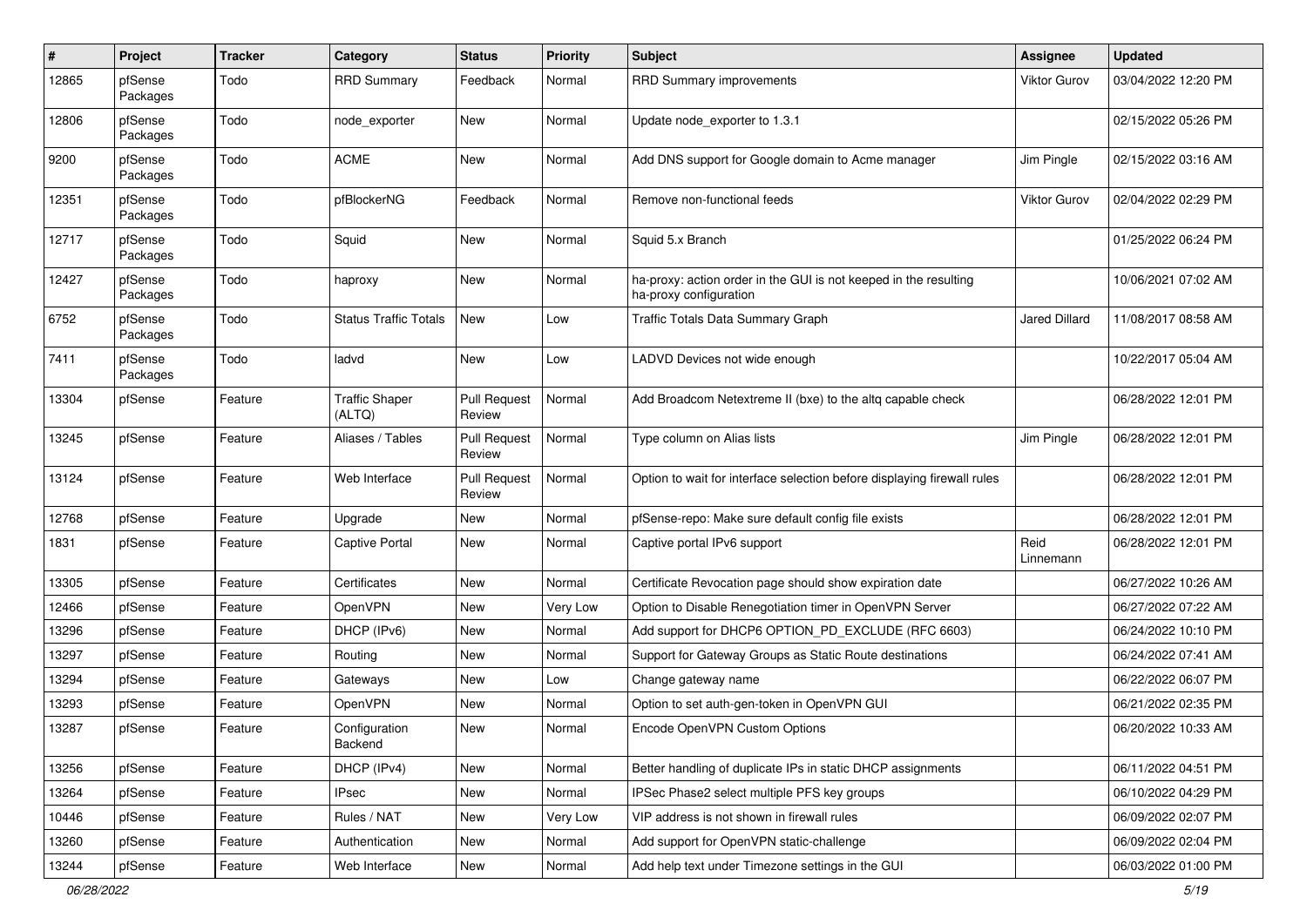| # | Project | Tracker | Category | Status | Priority | Subject | Assignee | Updated |
|---|---|---|---|---|---|---|---|---|
| 12865 | pfSense Packages | Todo | RRD Summary | Feedback | Normal | RRD Summary improvements | Viktor Gurov | 03/04/2022 12:20 PM |
| 12806 | pfSense Packages | Todo | node_exporter | New | Normal | Update node_exporter to 1.3.1 | | 02/15/2022 05:26 PM |
| 9200 | pfSense Packages | Todo | ACME | New | Normal | Add DNS support for Google domain to Acme manager | Jim Pingle | 02/15/2022 03:16 AM |
| 12351 | pfSense Packages | Todo | pfBlockerNG | Feedback | Normal | Remove non-functional feeds | Viktor Gurov | 02/04/2022 02:29 PM |
| 12717 | pfSense Packages | Todo | Squid | New | Normal | Squid 5.x Branch | | 01/25/2022 06:24 PM |
| 12427 | pfSense Packages | Todo | haproxy | New | Normal | ha-proxy: action order in the GUI is not keeped in the resulting ha-proxy configuration | | 10/06/2021 07:02 AM |
| 6752 | pfSense Packages | Todo | Status Traffic Totals | New | Low | Traffic Totals Data Summary Graph | Jared Dillard | 11/08/2017 08:58 AM |
| 7411 | pfSense Packages | Todo | ladvd | New | Low | LADVD Devices not wide enough | | 10/22/2017 05:04 AM |
| 13304 | pfSense | Feature | Traffic Shaper (ALTQ) | Pull Request Review | Normal | Add Broadcom Netextreme II (bxe) to the altq capable check | | 06/28/2022 12:01 PM |
| 13245 | pfSense | Feature | Aliases / Tables | Pull Request Review | Normal | Type column on Alias lists | Jim Pingle | 06/28/2022 12:01 PM |
| 13124 | pfSense | Feature | Web Interface | Pull Request Review | Normal | Option to wait for interface selection before displaying firewall rules | | 06/28/2022 12:01 PM |
| 12768 | pfSense | Feature | Upgrade | New | Normal | pfSense-repo: Make sure default config file exists | | 06/28/2022 12:01 PM |
| 1831 | pfSense | Feature | Captive Portal | New | Normal | Captive portal IPv6 support | Reid Linnemann | 06/28/2022 12:01 PM |
| 13305 | pfSense | Feature | Certificates | New | Normal | Certificate Revocation page should show expiration date | | 06/27/2022 10:26 AM |
| 12466 | pfSense | Feature | OpenVPN | New | Very Low | Option to Disable Renegotiation timer in OpenVPN Server | | 06/27/2022 07:22 AM |
| 13296 | pfSense | Feature | DHCP (IPv6) | New | Normal | Add support for DHCP6 OPTION_PD_EXCLUDE (RFC 6603) | | 06/24/2022 10:10 PM |
| 13297 | pfSense | Feature | Routing | New | Normal | Support for Gateway Groups as Static Route destinations | | 06/24/2022 07:41 AM |
| 13294 | pfSense | Feature | Gateways | New | Low | Change gateway name | | 06/22/2022 06:07 PM |
| 13293 | pfSense | Feature | OpenVPN | New | Normal | Option to set auth-gen-token in OpenVPN GUI | | 06/21/2022 02:35 PM |
| 13287 | pfSense | Feature | Configuration Backend | New | Normal | Encode OpenVPN Custom Options | | 06/20/2022 10:33 AM |
| 13256 | pfSense | Feature | DHCP (IPv4) | New | Normal | Better handling of duplicate IPs in static DHCP assignments | | 06/11/2022 04:51 PM |
| 13264 | pfSense | Feature | IPsec | New | Normal | IPSec Phase2 select multiple PFS key groups | | 06/10/2022 04:29 PM |
| 10446 | pfSense | Feature | Rules / NAT | New | Very Low | VIP address is not shown in firewall rules | | 06/09/2022 02:07 PM |
| 13260 | pfSense | Feature | Authentication | New | Normal | Add support for OpenVPN static-challenge | | 06/09/2022 02:04 PM |
| 13244 | pfSense | Feature | Web Interface | New | Normal | Add help text under Timezone settings in the GUI | | 06/03/2022 01:00 PM |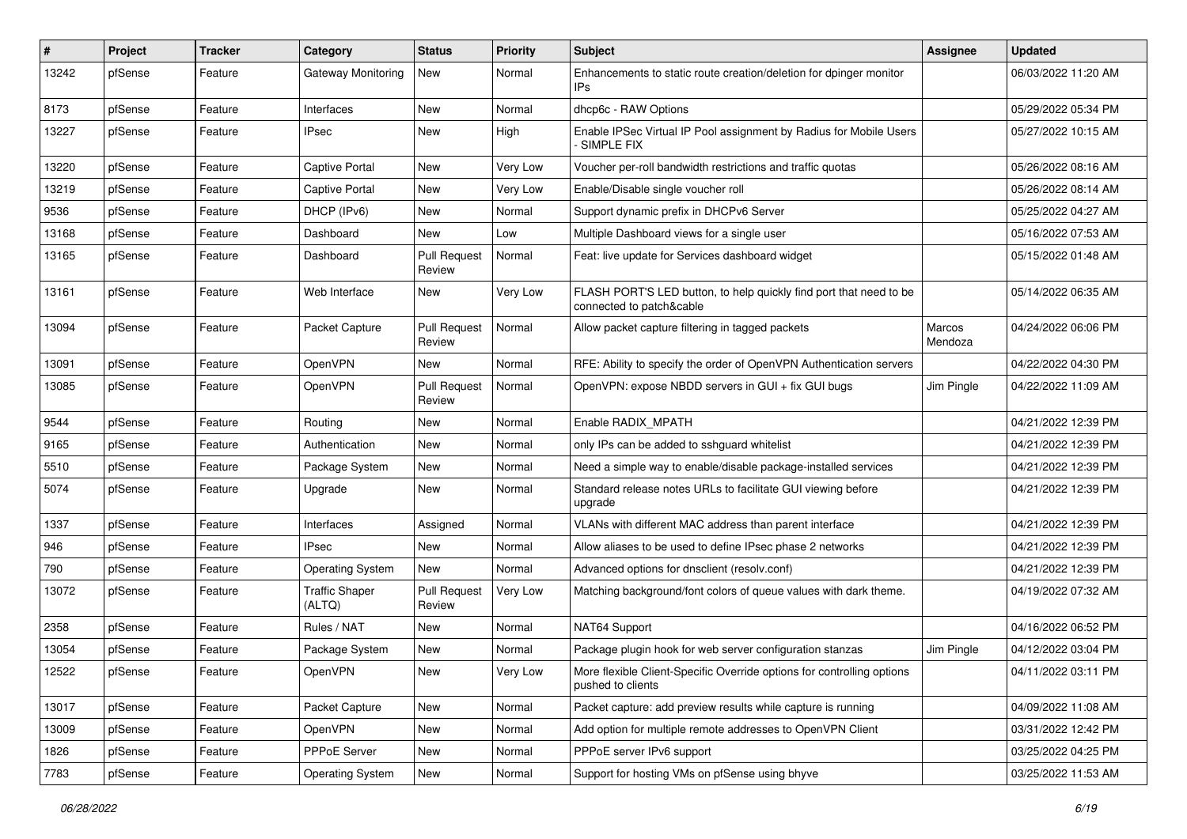| # | Project | Tracker | Category | Status | Priority | Subject | Assignee | Updated |
|---|---|---|---|---|---|---|---|---|
| 13242 | pfSense | Feature | Gateway Monitoring | New | Normal | Enhancements to static route creation/deletion for dpinger monitor IPs | | 06/03/2022 11:20 AM |
| 8173 | pfSense | Feature | Interfaces | New | Normal | dhcp6c - RAW Options | | 05/29/2022 05:34 PM |
| 13227 | pfSense | Feature | IPsec | New | High | Enable IPSec Virtual IP Pool assignment by Radius for Mobile Users - SIMPLE FIX | | 05/27/2022 10:15 AM |
| 13220 | pfSense | Feature | Captive Portal | New | Very Low | Voucher per-roll bandwidth restrictions and traffic quotas | | 05/26/2022 08:16 AM |
| 13219 | pfSense | Feature | Captive Portal | New | Very Low | Enable/Disable single voucher roll | | 05/26/2022 08:14 AM |
| 9536 | pfSense | Feature | DHCP (IPv6) | New | Normal | Support dynamic prefix in DHCPv6 Server | | 05/25/2022 04:27 AM |
| 13168 | pfSense | Feature | Dashboard | New | Low | Multiple Dashboard views for a single user | | 05/16/2022 07:53 AM |
| 13165 | pfSense | Feature | Dashboard | Pull Request Review | Normal | Feat: live update for Services dashboard widget | | 05/15/2022 01:48 AM |
| 13161 | pfSense | Feature | Web Interface | New | Very Low | FLASH PORT'S LED button, to help quickly find port that need to be connected to patch&cable | | 05/14/2022 06:35 AM |
| 13094 | pfSense | Feature | Packet Capture | Pull Request Review | Normal | Allow packet capture filtering in tagged packets | Marcos Mendoza | 04/24/2022 06:06 PM |
| 13091 | pfSense | Feature | OpenVPN | New | Normal | RFE: Ability to specify the order of OpenVPN Authentication servers | | 04/22/2022 04:30 PM |
| 13085 | pfSense | Feature | OpenVPN | Pull Request Review | Normal | OpenVPN: expose NBDD servers in GUI + fix GUI bugs | Jim Pingle | 04/22/2022 11:09 AM |
| 9544 | pfSense | Feature | Routing | New | Normal | Enable RADIX_MPATH | | 04/21/2022 12:39 PM |
| 9165 | pfSense | Feature | Authentication | New | Normal | only IPs can be added to sshguard whitelist | | 04/21/2022 12:39 PM |
| 5510 | pfSense | Feature | Package System | New | Normal | Need a simple way to enable/disable package-installed services | | 04/21/2022 12:39 PM |
| 5074 | pfSense | Feature | Upgrade | New | Normal | Standard release notes URLs to facilitate GUI viewing before upgrade | | 04/21/2022 12:39 PM |
| 1337 | pfSense | Feature | Interfaces | Assigned | Normal | VLANs with different MAC address than parent interface | | 04/21/2022 12:39 PM |
| 946 | pfSense | Feature | IPsec | New | Normal | Allow aliases to be used to define IPsec phase 2 networks | | 04/21/2022 12:39 PM |
| 790 | pfSense | Feature | Operating System | New | Normal | Advanced options for dnsclient (resolv.conf) | | 04/21/2022 12:39 PM |
| 13072 | pfSense | Feature | Traffic Shaper (ALTQ) | Pull Request Review | Very Low | Matching background/font colors of queue values with dark theme. | | 04/19/2022 07:32 AM |
| 2358 | pfSense | Feature | Rules / NAT | New | Normal | NAT64 Support | | 04/16/2022 06:52 PM |
| 13054 | pfSense | Feature | Package System | New | Normal | Package plugin hook for web server configuration stanzas | Jim Pingle | 04/12/2022 03:04 PM |
| 12522 | pfSense | Feature | OpenVPN | New | Very Low | More flexible Client-Specific Override options for controlling options pushed to clients | | 04/11/2022 03:11 PM |
| 13017 | pfSense | Feature | Packet Capture | New | Normal | Packet capture: add preview results while capture is running | | 04/09/2022 11:08 AM |
| 13009 | pfSense | Feature | OpenVPN | New | Normal | Add option for multiple remote addresses to OpenVPN Client | | 03/31/2022 12:42 PM |
| 1826 | pfSense | Feature | PPPoE Server | New | Normal | PPPoE server IPv6 support | | 03/25/2022 04:25 PM |
| 7783 | pfSense | Feature | Operating System | New | Normal | Support for hosting VMs on pfSense using bhyve | | 03/25/2022 11:53 AM |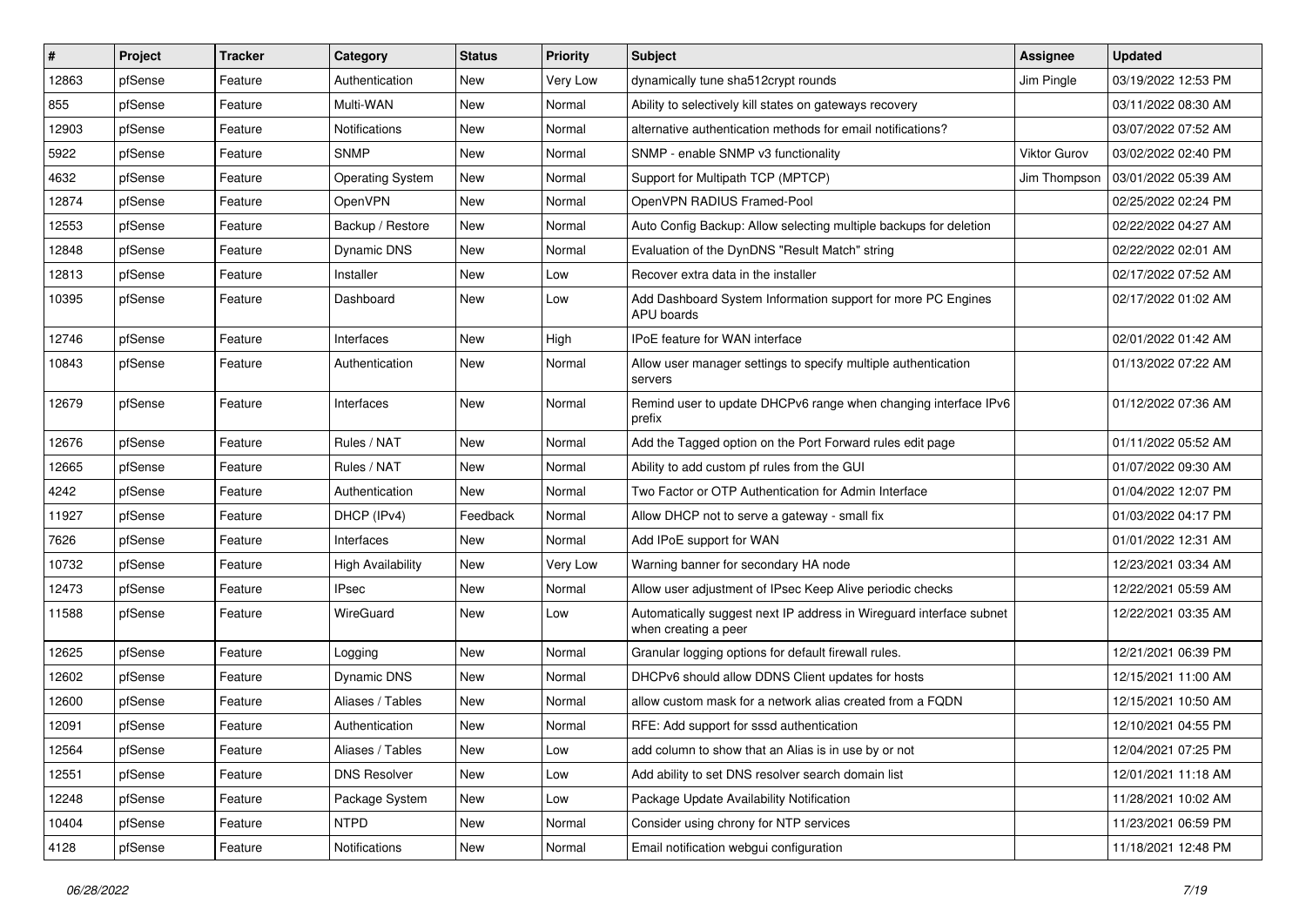| # | Project | Tracker | Category | Status | Priority | Subject | Assignee | Updated |
|---|---|---|---|---|---|---|---|---|
| 12863 | pfSense | Feature | Authentication | New | Very Low | dynamically tune sha512crypt rounds | Jim Pingle | 03/19/2022 12:53 PM |
| 855 | pfSense | Feature | Multi-WAN | New | Normal | Ability to selectively kill states on gateways recovery | | 03/11/2022 08:30 AM |
| 12903 | pfSense | Feature | Notifications | New | Normal | alternative authentication methods for email notifications? | | 03/07/2022 07:52 AM |
| 5922 | pfSense | Feature | SNMP | New | Normal | SNMP - enable SNMP v3 functionality | Viktor Gurov | 03/02/2022 02:40 PM |
| 4632 | pfSense | Feature | Operating System | New | Normal | Support for Multipath TCP (MPTCP) | Jim Thompson | 03/01/2022 05:39 AM |
| 12874 | pfSense | Feature | OpenVPN | New | Normal | OpenVPN RADIUS Framed-Pool | | 02/25/2022 02:24 PM |
| 12553 | pfSense | Feature | Backup / Restore | New | Normal | Auto Config Backup: Allow selecting multiple backups for deletion | | 02/22/2022 04:27 AM |
| 12848 | pfSense | Feature | Dynamic DNS | New | Normal | Evaluation of the DynDNS "Result Match" string | | 02/22/2022 02:01 AM |
| 12813 | pfSense | Feature | Installer | New | Low | Recover extra data in the installer | | 02/17/2022 07:52 AM |
| 10395 | pfSense | Feature | Dashboard | New | Low | Add Dashboard System Information support for more PC Engines APU boards | | 02/17/2022 01:02 AM |
| 12746 | pfSense | Feature | Interfaces | New | High | IPoE feature for WAN interface | | 02/01/2022 01:42 AM |
| 10843 | pfSense | Feature | Authentication | New | Normal | Allow user manager settings to specify multiple authentication servers | | 01/13/2022 07:22 AM |
| 12679 | pfSense | Feature | Interfaces | New | Normal | Remind user to update DHCPv6 range when changing interface IPv6 prefix | | 01/12/2022 07:36 AM |
| 12676 | pfSense | Feature | Rules / NAT | New | Normal | Add the Tagged option on the Port Forward rules edit page | | 01/11/2022 05:52 AM |
| 12665 | pfSense | Feature | Rules / NAT | New | Normal | Ability to add custom pf rules from the GUI | | 01/07/2022 09:30 AM |
| 4242 | pfSense | Feature | Authentication | New | Normal | Two Factor or OTP Authentication for Admin Interface | | 01/04/2022 12:07 PM |
| 11927 | pfSense | Feature | DHCP (IPv4) | Feedback | Normal | Allow DHCP not to serve a gateway - small fix | | 01/03/2022 04:17 PM |
| 7626 | pfSense | Feature | Interfaces | New | Normal | Add IPoE support for WAN | | 01/01/2022 12:31 AM |
| 10732 | pfSense | Feature | High Availability | New | Very Low | Warning banner for secondary HA node | | 12/23/2021 03:34 AM |
| 12473 | pfSense | Feature | IPsec | New | Normal | Allow user adjustment of IPsec Keep Alive periodic checks | | 12/22/2021 05:59 AM |
| 11588 | pfSense | Feature | WireGuard | New | Low | Automatically suggest next IP address in Wireguard interface subnet when creating a peer | | 12/22/2021 03:35 AM |
| 12625 | pfSense | Feature | Logging | New | Normal | Granular logging options for default firewall rules. | | 12/21/2021 06:39 PM |
| 12602 | pfSense | Feature | Dynamic DNS | New | Normal | DHCPv6 should allow DDNS Client updates for hosts | | 12/15/2021 11:00 AM |
| 12600 | pfSense | Feature | Aliases / Tables | New | Normal | allow custom mask for a network alias created from a FQDN | | 12/15/2021 10:50 AM |
| 12091 | pfSense | Feature | Authentication | New | Normal | RFE: Add support for sssd authentication | | 12/10/2021 04:55 PM |
| 12564 | pfSense | Feature | Aliases / Tables | New | Low | add column to show that an Alias is in use by or not | | 12/04/2021 07:25 PM |
| 12551 | pfSense | Feature | DNS Resolver | New | Low | Add ability to set DNS resolver search domain list | | 12/01/2021 11:18 AM |
| 12248 | pfSense | Feature | Package System | New | Low | Package Update Availability Notification | | 11/28/2021 10:02 AM |
| 10404 | pfSense | Feature | NTPD | New | Normal | Consider using chrony for NTP services | | 11/23/2021 06:59 PM |
| 4128 | pfSense | Feature | Notifications | New | Normal | Email notification webgui configuration | | 11/18/2021 12:48 PM |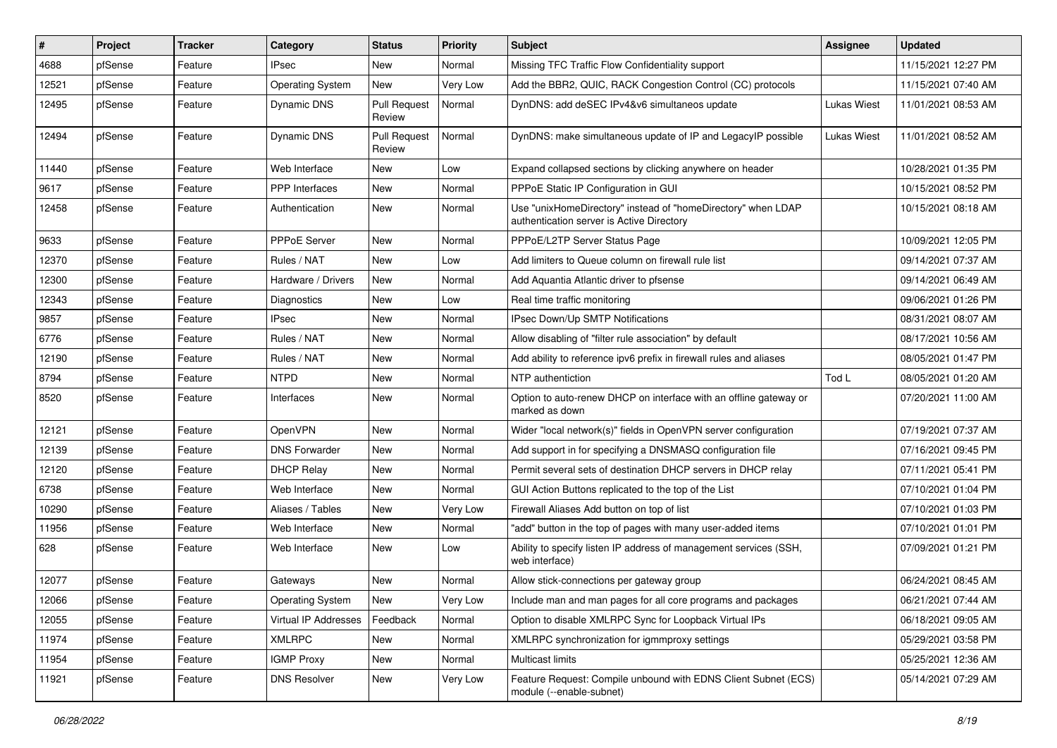| # | Project | Tracker | Category | Status | Priority | Subject | Assignee | Updated |
|---|---|---|---|---|---|---|---|---|
| 4688 | pfSense | Feature | IPsec | New | Normal | Missing TFC Traffic Flow Confidentiality support | | 11/15/2021 12:27 PM |
| 12521 | pfSense | Feature | Operating System | New | Very Low | Add the BBR2, QUIC, RACK Congestion Control (CC) protocols | | 11/15/2021 07:40 AM |
| 12495 | pfSense | Feature | Dynamic DNS | Pull Request Review | Normal | DynDNS: add deSEC IPv4&v6 simultaneos update | Lukas Wiest | 11/01/2021 08:53 AM |
| 12494 | pfSense | Feature | Dynamic DNS | Pull Request Review | Normal | DynDNS: make simultaneous update of IP and LegacyIP possible | Lukas Wiest | 11/01/2021 08:52 AM |
| 11440 | pfSense | Feature | Web Interface | New | Low | Expand collapsed sections by clicking anywhere on header | | 10/28/2021 01:35 PM |
| 9617 | pfSense | Feature | PPP Interfaces | New | Normal | PPPoE Static IP Configuration in GUI | | 10/15/2021 08:52 PM |
| 12458 | pfSense | Feature | Authentication | New | Normal | Use "unixHomeDirectory" instead of "homeDirectory" when LDAP authentication server is Active Directory | | 10/15/2021 08:18 AM |
| 9633 | pfSense | Feature | PPPoE Server | New | Normal | PPPoE/L2TP Server Status Page | | 10/09/2021 12:05 PM |
| 12370 | pfSense | Feature | Rules / NAT | New | Low | Add limiters to Queue column on firewall rule list | | 09/14/2021 07:37 AM |
| 12300 | pfSense | Feature | Hardware / Drivers | New | Normal | Add Aquantia Atlantic driver to pfsense | | 09/14/2021 06:49 AM |
| 12343 | pfSense | Feature | Diagnostics | New | Low | Real time traffic monitoring | | 09/06/2021 01:26 PM |
| 9857 | pfSense | Feature | IPsec | New | Normal | IPsec Down/Up SMTP Notifications | | 08/31/2021 08:07 AM |
| 6776 | pfSense | Feature | Rules / NAT | New | Normal | Allow disabling of "filter rule association" by default | | 08/17/2021 10:56 AM |
| 12190 | pfSense | Feature | Rules / NAT | New | Normal | Add ability to reference ipv6 prefix in firewall rules and aliases | | 08/05/2021 01:47 PM |
| 8794 | pfSense | Feature | NTPD | New | Normal | NTP authentiction | Tod L | 08/05/2021 01:20 AM |
| 8520 | pfSense | Feature | Interfaces | New | Normal | Option to auto-renew DHCP on interface with an offline gateway or marked as down | | 07/20/2021 11:00 AM |
| 12121 | pfSense | Feature | OpenVPN | New | Normal | Wider "local network(s)" fields in OpenVPN server configuration | | 07/19/2021 07:37 AM |
| 12139 | pfSense | Feature | DNS Forwarder | New | Normal | Add support in for specifying a DNSMASQ configuration file | | 07/16/2021 09:45 PM |
| 12120 | pfSense | Feature | DHCP Relay | New | Normal | Permit several sets of destination DHCP servers in DHCP relay | | 07/11/2021 05:41 PM |
| 6738 | pfSense | Feature | Web Interface | New | Normal | GUI Action Buttons replicated to the top of the List | | 07/10/2021 01:04 PM |
| 10290 | pfSense | Feature | Aliases / Tables | New | Very Low | Firewall Aliases Add button on top of list | | 07/10/2021 01:03 PM |
| 11956 | pfSense | Feature | Web Interface | New | Normal | "add" button in the top of pages with many user-added items | | 07/10/2021 01:01 PM |
| 628 | pfSense | Feature | Web Interface | New | Low | Ability to specify listen IP address of management services (SSH, web interface) | | 07/09/2021 01:21 PM |
| 12077 | pfSense | Feature | Gateways | New | Normal | Allow stick-connections per gateway group | | 06/24/2021 08:45 AM |
| 12066 | pfSense | Feature | Operating System | New | Very Low | Include man and man pages for all core programs and packages | | 06/21/2021 07:44 AM |
| 12055 | pfSense | Feature | Virtual IP Addresses | Feedback | Normal | Option to disable XMLRPC Sync for Loopback Virtual IPs | | 06/18/2021 09:05 AM |
| 11974 | pfSense | Feature | XMLRPC | New | Normal | XMLRPC synchronization for igmmproxy settings | | 05/29/2021 03:58 PM |
| 11954 | pfSense | Feature | IGMP Proxy | New | Normal | Multicast limits | | 05/25/2021 12:36 AM |
| 11921 | pfSense | Feature | DNS Resolver | New | Very Low | Feature Request: Compile unbound with EDNS Client Subnet (ECS) module (--enable-subnet) | | 05/14/2021 07:29 AM |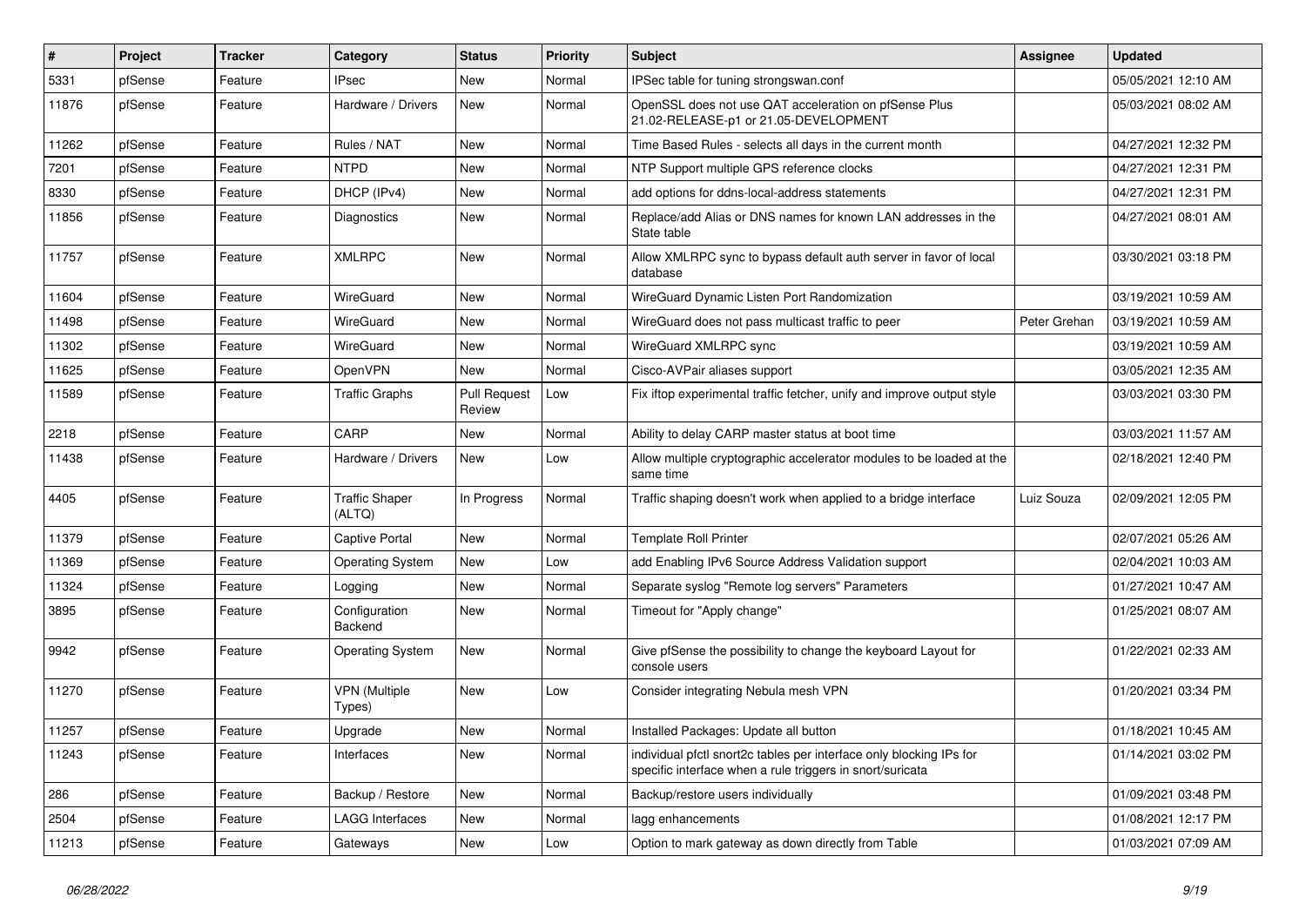| # | Project | Tracker | Category | Status | Priority | Subject | Assignee | Updated |
|---|---|---|---|---|---|---|---|---|
| 5331 | pfSense | Feature | IPsec | New | Normal | IPSec table for tuning strongswan.conf | | 05/05/2021 12:10 AM |
| 11876 | pfSense | Feature | Hardware / Drivers | New | Normal | OpenSSL does not use QAT acceleration on pfSense Plus 21.02-RELEASE-p1 or 21.05-DEVELOPMENT | | 05/03/2021 08:02 AM |
| 11262 | pfSense | Feature | Rules / NAT | New | Normal | Time Based Rules - selects all days in the current month | | 04/27/2021 12:32 PM |
| 7201 | pfSense | Feature | NTPD | New | Normal | NTP Support multiple GPS reference clocks | | 04/27/2021 12:31 PM |
| 8330 | pfSense | Feature | DHCP (IPv4) | New | Normal | add options for ddns-local-address statements | | 04/27/2021 12:31 PM |
| 11856 | pfSense | Feature | Diagnostics | New | Normal | Replace/add Alias or DNS names for known LAN addresses in the State table | | 04/27/2021 08:01 AM |
| 11757 | pfSense | Feature | XMLRPC | New | Normal | Allow XMLRPC sync to bypass default auth server in favor of local database | | 03/30/2021 03:18 PM |
| 11604 | pfSense | Feature | WireGuard | New | Normal | WireGuard Dynamic Listen Port Randomization | | 03/19/2021 10:59 AM |
| 11498 | pfSense | Feature | WireGuard | New | Normal | WireGuard does not pass multicast traffic to peer | Peter Grehan | 03/19/2021 10:59 AM |
| 11302 | pfSense | Feature | WireGuard | New | Normal | WireGuard XMLRPC sync | | 03/19/2021 10:59 AM |
| 11625 | pfSense | Feature | OpenVPN | New | Normal | Cisco-AVPair aliases support | | 03/05/2021 12:35 AM |
| 11589 | pfSense | Feature | Traffic Graphs | Pull Request Review | Low | Fix iftop experimental traffic fetcher, unify and improve output style | | 03/03/2021 03:30 PM |
| 2218 | pfSense | Feature | CARP | New | Normal | Ability to delay CARP master status at boot time | | 03/03/2021 11:57 AM |
| 11438 | pfSense | Feature | Hardware / Drivers | New | Low | Allow multiple cryptographic accelerator modules to be loaded at the same time | | 02/18/2021 12:40 PM |
| 4405 | pfSense | Feature | Traffic Shaper (ALTQ) | In Progress | Normal | Traffic shaping doesn't work when applied to a bridge interface | Luiz Souza | 02/09/2021 12:05 PM |
| 11379 | pfSense | Feature | Captive Portal | New | Normal | Template Roll Printer | | 02/07/2021 05:26 AM |
| 11369 | pfSense | Feature | Operating System | New | Low | add Enabling IPv6 Source Address Validation support | | 02/04/2021 10:03 AM |
| 11324 | pfSense | Feature | Logging | New | Normal | Separate syslog "Remote log servers" Parameters | | 01/27/2021 10:47 AM |
| 3895 | pfSense | Feature | Configuration Backend | New | Normal | Timeout for "Apply change" | | 01/25/2021 08:07 AM |
| 9942 | pfSense | Feature | Operating System | New | Normal | Give pfSense the possibility to change the keyboard Layout for console users | | 01/22/2021 02:33 AM |
| 11270 | pfSense | Feature | VPN (Multiple Types) | New | Low | Consider integrating Nebula mesh VPN | | 01/20/2021 03:34 PM |
| 11257 | pfSense | Feature | Upgrade | New | Normal | Installed Packages: Update all button | | 01/18/2021 10:45 AM |
| 11243 | pfSense | Feature | Interfaces | New | Normal | individual pfctl snort2c tables per interface only blocking IPs for specific interface when a rule triggers in snort/suricata | | 01/14/2021 03:02 PM |
| 286 | pfSense | Feature | Backup / Restore | New | Normal | Backup/restore users individually | | 01/09/2021 03:48 PM |
| 2504 | pfSense | Feature | LAGG Interfaces | New | Normal | lagg enhancements | | 01/08/2021 12:17 PM |
| 11213 | pfSense | Feature | Gateways | New | Low | Option to mark gateway as down directly from Table | | 01/03/2021 07:09 AM |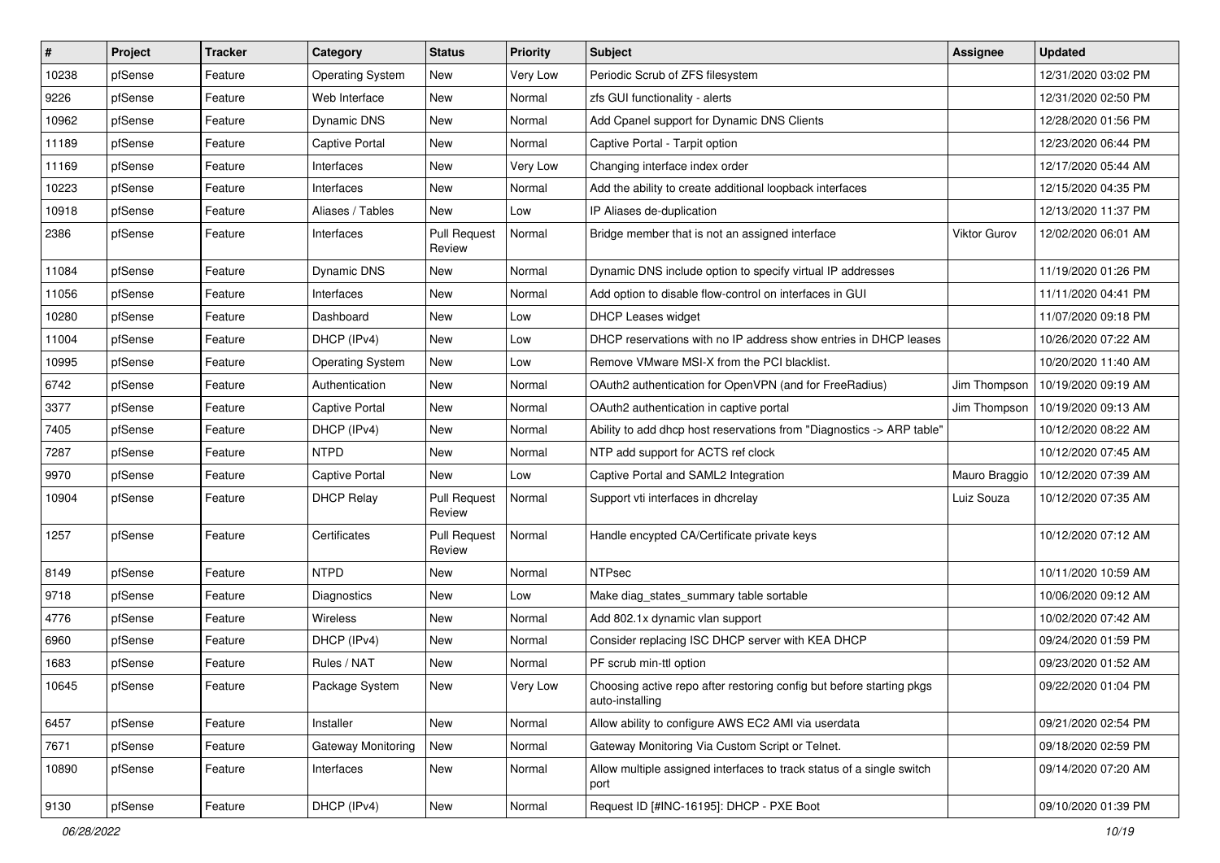| # | Project | Tracker | Category | Status | Priority | Subject | Assignee | Updated |
|---|---|---|---|---|---|---|---|---|
| 10238 | pfSense | Feature | Operating System | New | Very Low | Periodic Scrub of ZFS filesystem | | 12/31/2020 03:02 PM |
| 9226 | pfSense | Feature | Web Interface | New | Normal | zfs GUI functionality - alerts | | 12/31/2020 02:50 PM |
| 10962 | pfSense | Feature | Dynamic DNS | New | Normal | Add Cpanel support for Dynamic DNS Clients | | 12/28/2020 01:56 PM |
| 11189 | pfSense | Feature | Captive Portal | New | Normal | Captive Portal - Tarpit option | | 12/23/2020 06:44 PM |
| 11169 | pfSense | Feature | Interfaces | New | Very Low | Changing interface index order | | 12/17/2020 05:44 AM |
| 10223 | pfSense | Feature | Interfaces | New | Normal | Add the ability to create additional loopback interfaces | | 12/15/2020 04:35 PM |
| 10918 | pfSense | Feature | Aliases / Tables | New | Low | IP Aliases de-duplication | | 12/13/2020 11:37 PM |
| 2386 | pfSense | Feature | Interfaces | Pull Request Review | Normal | Bridge member that is not an assigned interface | Viktor Gurov | 12/02/2020 06:01 AM |
| 11084 | pfSense | Feature | Dynamic DNS | New | Normal | Dynamic DNS include option to specify virtual IP addresses | | 11/19/2020 01:26 PM |
| 11056 | pfSense | Feature | Interfaces | New | Normal | Add option to disable flow-control on interfaces in GUI | | 11/11/2020 04:41 PM |
| 10280 | pfSense | Feature | Dashboard | New | Low | DHCP Leases widget | | 11/07/2020 09:18 PM |
| 11004 | pfSense | Feature | DHCP (IPv4) | New | Low | DHCP reservations with no IP address show entries in DHCP leases | | 10/26/2020 07:22 AM |
| 10995 | pfSense | Feature | Operating System | New | Low | Remove VMware MSI-X from the PCI blacklist. | | 10/20/2020 11:40 AM |
| 6742 | pfSense | Feature | Authentication | New | Normal | OAuth2 authentication for OpenVPN (and for FreeRadius) | Jim Thompson | 10/19/2020 09:19 AM |
| 3377 | pfSense | Feature | Captive Portal | New | Normal | OAuth2 authentication in captive portal | Jim Thompson | 10/19/2020 09:13 AM |
| 7405 | pfSense | Feature | DHCP (IPv4) | New | Normal | Ability to add dhcp host reservations from "Diagnostics -> ARP table" | | 10/12/2020 08:22 AM |
| 7287 | pfSense | Feature | NTPD | New | Normal | NTP add support for ACTS ref clock | | 10/12/2020 07:45 AM |
| 9970 | pfSense | Feature | Captive Portal | New | Low | Captive Portal and SAML2 Integration | Mauro Braggio | 10/12/2020 07:39 AM |
| 10904 | pfSense | Feature | DHCP Relay | Pull Request Review | Normal | Support vti interfaces in dhcrelay | Luiz Souza | 10/12/2020 07:35 AM |
| 1257 | pfSense | Feature | Certificates | Pull Request Review | Normal | Handle encypted CA/Certificate private keys | | 10/12/2020 07:12 AM |
| 8149 | pfSense | Feature | NTPD | New | Normal | NTPsec | | 10/11/2020 10:59 AM |
| 9718 | pfSense | Feature | Diagnostics | New | Low | Make diag_states_summary table sortable | | 10/06/2020 09:12 AM |
| 4776 | pfSense | Feature | Wireless | New | Normal | Add 802.1x dynamic vlan support | | 10/02/2020 07:42 AM |
| 6960 | pfSense | Feature | DHCP (IPv4) | New | Normal | Consider replacing ISC DHCP server with KEA DHCP | | 09/24/2020 01:59 PM |
| 1683 | pfSense | Feature | Rules / NAT | New | Normal | PF scrub min-ttl option | | 09/23/2020 01:52 AM |
| 10645 | pfSense | Feature | Package System | New | Very Low | Choosing active repo after restoring config but before starting pkgs auto-installing | | 09/22/2020 01:04 PM |
| 6457 | pfSense | Feature | Installer | New | Normal | Allow ability to configure AWS EC2 AMI via userdata | | 09/21/2020 02:54 PM |
| 7671 | pfSense | Feature | Gateway Monitoring | New | Normal | Gateway Monitoring Via Custom Script or Telnet. | | 09/18/2020 02:59 PM |
| 10890 | pfSense | Feature | Interfaces | New | Normal | Allow multiple assigned interfaces to track status of a single switch port | | 09/14/2020 07:20 AM |
| 9130 | pfSense | Feature | DHCP (IPv4) | New | Normal | Request ID [#INC-16195]: DHCP - PXE Boot | | 09/10/2020 01:39 PM |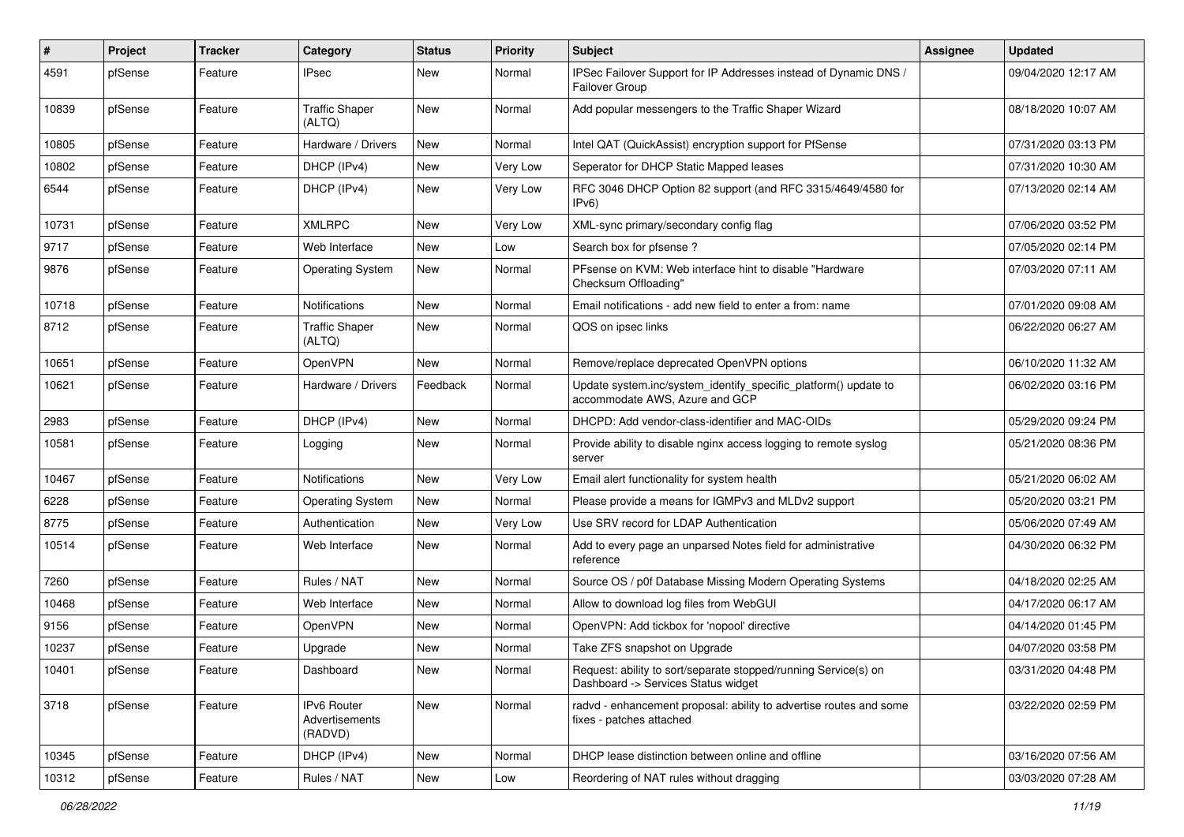| # | Project | Tracker | Category | Status | Priority | Subject | Assignee | Updated |
|---|---|---|---|---|---|---|---|---|
| 4591 | pfSense | Feature | IPsec | New | Normal | IPSec Failover Support for IP Addresses instead of Dynamic DNS / Failover Group | | 09/04/2020 12:17 AM |
| 10839 | pfSense | Feature | Traffic Shaper (ALTQ) | New | Normal | Add popular messengers to the Traffic Shaper Wizard | | 08/18/2020 10:07 AM |
| 10805 | pfSense | Feature | Hardware / Drivers | New | Normal | Intel QAT (QuickAssist) encryption support for PfSense | | 07/31/2020 03:13 PM |
| 10802 | pfSense | Feature | DHCP (IPv4) | New | Very Low | Seperator for DHCP Static Mapped leases | | 07/31/2020 10:30 AM |
| 6544 | pfSense | Feature | DHCP (IPv4) | New | Very Low | RFC 3046 DHCP Option 82 support (and RFC 3315/4649/4580 for IPv6) | | 07/13/2020 02:14 AM |
| 10731 | pfSense | Feature | XMLRPC | New | Very Low | XML-sync primary/secondary config flag | | 07/06/2020 03:52 PM |
| 9717 | pfSense | Feature | Web Interface | New | Low | Search box for pfsense ? | | 07/05/2020 02:14 PM |
| 9876 | pfSense | Feature | Operating System | New | Normal | PFsense on KVM: Web interface hint to disable "Hardware Checksum Offloading" | | 07/03/2020 07:11 AM |
| 10718 | pfSense | Feature | Notifications | New | Normal | Email notifications - add new field to enter a from: name | | 07/01/2020 09:08 AM |
| 8712 | pfSense | Feature | Traffic Shaper (ALTQ) | New | Normal | QOS on ipsec links | | 06/22/2020 06:27 AM |
| 10651 | pfSense | Feature | OpenVPN | New | Normal | Remove/replace deprecated OpenVPN options | | 06/10/2020 11:32 AM |
| 10621 | pfSense | Feature | Hardware / Drivers | Feedback | Normal | Update system.inc/system_identify_specific_platform() update to accommodate AWS, Azure and GCP | | 06/02/2020 03:16 PM |
| 2983 | pfSense | Feature | DHCP (IPv4) | New | Normal | DHCPD: Add vendor-class-identifier and MAC-OIDs | | 05/29/2020 09:24 PM |
| 10581 | pfSense | Feature | Logging | New | Normal | Provide ability to disable nginx access logging to remote syslog server | | 05/21/2020 08:36 PM |
| 10467 | pfSense | Feature | Notifications | New | Very Low | Email alert functionality for system health | | 05/21/2020 06:02 AM |
| 6228 | pfSense | Feature | Operating System | New | Normal | Please provide a means for IGMPv3 and MLDv2 support | | 05/20/2020 03:21 PM |
| 8775 | pfSense | Feature | Authentication | New | Very Low | Use SRV record for LDAP Authentication | | 05/06/2020 07:49 AM |
| 10514 | pfSense | Feature | Web Interface | New | Normal | Add to every page an unparsed Notes field for administrative reference | | 04/30/2020 06:32 PM |
| 7260 | pfSense | Feature | Rules / NAT | New | Normal | Source OS / p0f Database Missing Modern Operating Systems | | 04/18/2020 02:25 AM |
| 10468 | pfSense | Feature | Web Interface | New | Normal | Allow to download log files from WebGUI | | 04/17/2020 06:17 AM |
| 9156 | pfSense | Feature | OpenVPN | New | Normal | OpenVPN: Add tickbox for 'nopool' directive | | 04/14/2020 01:45 PM |
| 10237 | pfSense | Feature | Upgrade | New | Normal | Take ZFS snapshot on Upgrade | | 04/07/2020 03:58 PM |
| 10401 | pfSense | Feature | Dashboard | New | Normal | Request: ability to sort/separate stopped/running Service(s) on Dashboard -> Services Status widget | | 03/31/2020 04:48 PM |
| 3718 | pfSense | Feature | IPv6 Router Advertisements (RADVD) | New | Normal | radvd - enhancement proposal: ability to advertise routes and some fixes - patches attached | | 03/22/2020 02:59 PM |
| 10345 | pfSense | Feature | DHCP (IPv4) | New | Normal | DHCP lease distinction between online and offline | | 03/16/2020 07:56 AM |
| 10312 | pfSense | Feature | Rules / NAT | New | Low | Reordering of NAT rules without dragging | | 03/03/2020 07:28 AM |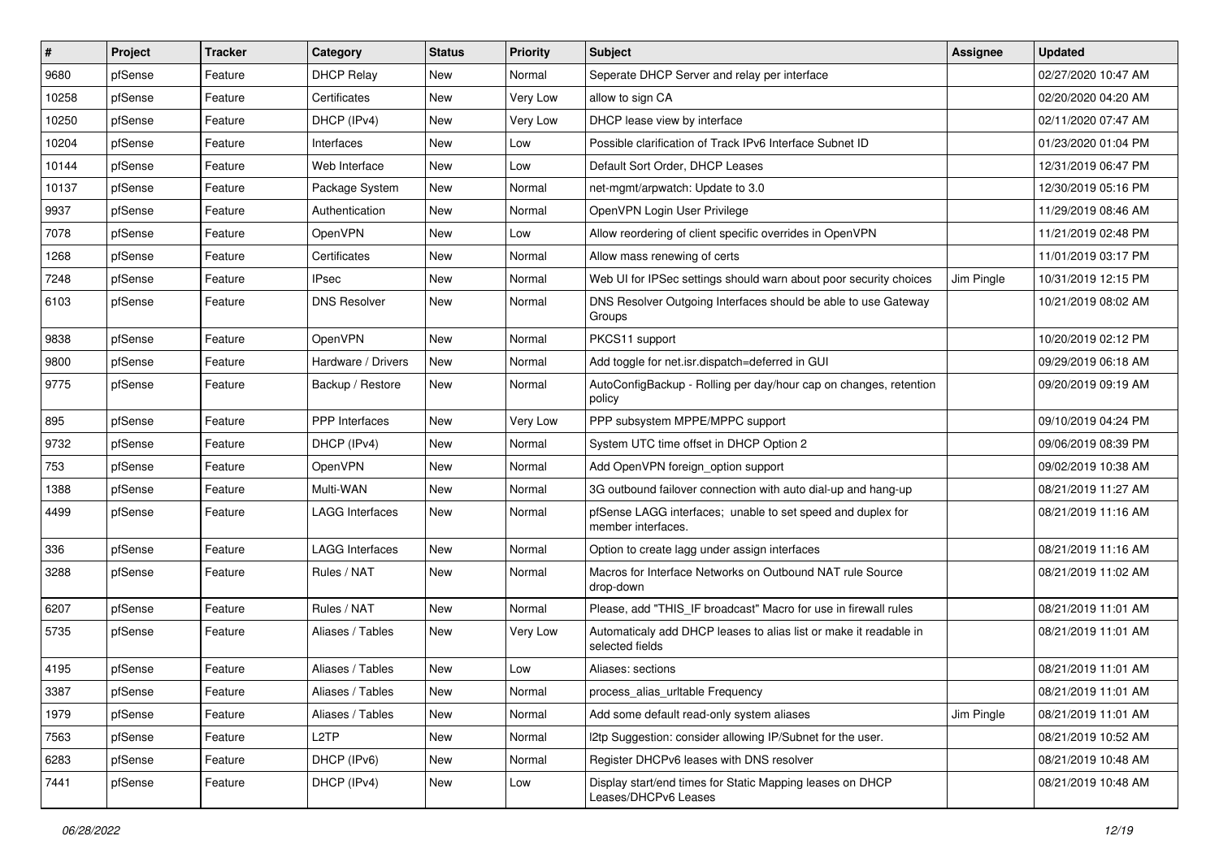| # | Project | Tracker | Category | Status | Priority | Subject | Assignee | Updated |
|---|---|---|---|---|---|---|---|---|
| 9680 | pfSense | Feature | DHCP Relay | New | Normal | Seperate DHCP Server and relay per interface | | 02/27/2020 10:47 AM |
| 10258 | pfSense | Feature | Certificates | New | Very Low | allow to sign CA | | 02/20/2020 04:20 AM |
| 10250 | pfSense | Feature | DHCP (IPv4) | New | Very Low | DHCP lease view by interface | | 02/11/2020 07:47 AM |
| 10204 | pfSense | Feature | Interfaces | New | Low | Possible clarification of Track IPv6 Interface Subnet ID | | 01/23/2020 01:04 PM |
| 10144 | pfSense | Feature | Web Interface | New | Low | Default Sort Order, DHCP Leases | | 12/31/2019 06:47 PM |
| 10137 | pfSense | Feature | Package System | New | Normal | net-mgmt/arpwatch: Update to 3.0 | | 12/30/2019 05:16 PM |
| 9937 | pfSense | Feature | Authentication | New | Normal | OpenVPN Login User Privilege | | 11/29/2019 08:46 AM |
| 7078 | pfSense | Feature | OpenVPN | New | Low | Allow reordering of client specific overrides in OpenVPN | | 11/21/2019 02:48 PM |
| 1268 | pfSense | Feature | Certificates | New | Normal | Allow mass renewing of certs | | 11/01/2019 03:17 PM |
| 7248 | pfSense | Feature | IPsec | New | Normal | Web UI for IPSec settings should warn about poor security choices | Jim Pingle | 10/31/2019 12:15 PM |
| 6103 | pfSense | Feature | DNS Resolver | New | Normal | DNS Resolver Outgoing Interfaces should be able to use Gateway Groups | | 10/21/2019 08:02 AM |
| 9838 | pfSense | Feature | OpenVPN | New | Normal | PKCS11 support | | 10/20/2019 02:12 PM |
| 9800 | pfSense | Feature | Hardware / Drivers | New | Normal | Add toggle for net.isr.dispatch=deferred in GUI | | 09/29/2019 06:18 AM |
| 9775 | pfSense | Feature | Backup / Restore | New | Normal | AutoConfigBackup - Rolling per day/hour cap on changes, retention policy | | 09/20/2019 09:19 AM |
| 895 | pfSense | Feature | PPP Interfaces | New | Very Low | PPP subsystem MPPE/MPPC support | | 09/10/2019 04:24 PM |
| 9732 | pfSense | Feature | DHCP (IPv4) | New | Normal | System UTC time offset in DHCP Option 2 | | 09/06/2019 08:39 PM |
| 753 | pfSense | Feature | OpenVPN | New | Normal | Add OpenVPN foreign_option support | | 09/02/2019 10:38 AM |
| 1388 | pfSense | Feature | Multi-WAN | New | Normal | 3G outbound failover connection with auto dial-up and hang-up | | 08/21/2019 11:27 AM |
| 4499 | pfSense | Feature | LAGG Interfaces | New | Normal | pfSense LAGG interfaces; unable to set speed and duplex for member interfaces. | | 08/21/2019 11:16 AM |
| 336 | pfSense | Feature | LAGG Interfaces | New | Normal | Option to create lagg under assign interfaces | | 08/21/2019 11:16 AM |
| 3288 | pfSense | Feature | Rules / NAT | New | Normal | Macros for Interface Networks on Outbound NAT rule Source drop-down | | 08/21/2019 11:02 AM |
| 6207 | pfSense | Feature | Rules / NAT | New | Normal | Please, add "THIS_IF broadcast" Macro for use in firewall rules | | 08/21/2019 11:01 AM |
| 5735 | pfSense | Feature | Aliases / Tables | New | Very Low | Automaticaly add DHCP leases to alias list or make it readable in selected fields | | 08/21/2019 11:01 AM |
| 4195 | pfSense | Feature | Aliases / Tables | New | Low | Aliases: sections | | 08/21/2019 11:01 AM |
| 3387 | pfSense | Feature | Aliases / Tables | New | Normal | process_alias_urltable Frequency | | 08/21/2019 11:01 AM |
| 1979 | pfSense | Feature | Aliases / Tables | New | Normal | Add some default read-only system aliases | Jim Pingle | 08/21/2019 11:01 AM |
| 7563 | pfSense | Feature | L2TP | New | Normal | l2tp Suggestion: consider allowing IP/Subnet for the user. | | 08/21/2019 10:52 AM |
| 6283 | pfSense | Feature | DHCP (IPv6) | New | Normal | Register DHCPv6 leases with DNS resolver | | 08/21/2019 10:48 AM |
| 7441 | pfSense | Feature | DHCP (IPv4) | New | Low | Display start/end times for Static Mapping leases on DHCP Leases/DHCPv6 Leases | | 08/21/2019 10:48 AM |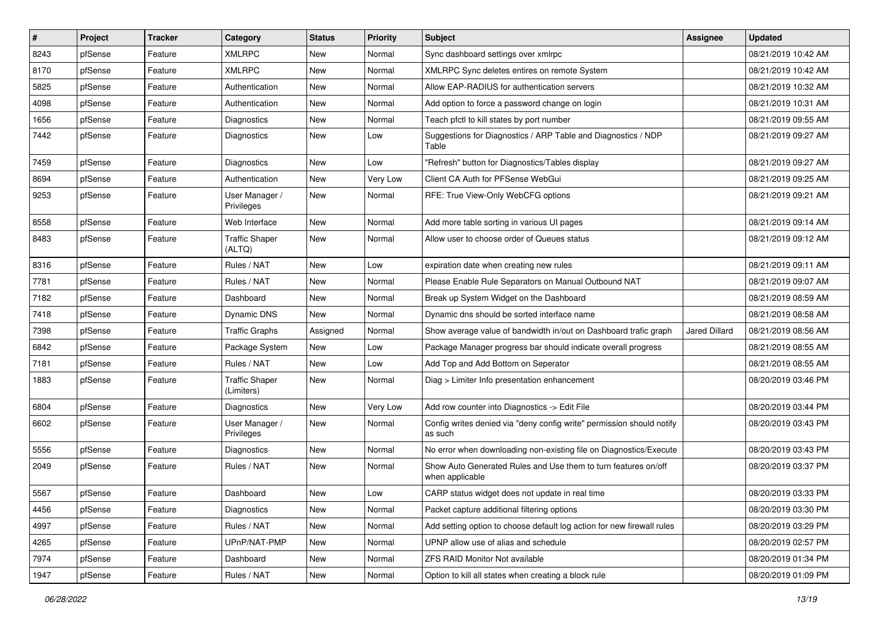| # | Project | Tracker | Category | Status | Priority | Subject | Assignee | Updated |
|---|---|---|---|---|---|---|---|---|
| 8243 | pfSense | Feature | XMLRPC | New | Normal | Sync dashboard settings over xmlrpc | | 08/21/2019 10:42 AM |
| 8170 | pfSense | Feature | XMLRPC | New | Normal | XMLRPC Sync deletes entires on remote System | | 08/21/2019 10:42 AM |
| 5825 | pfSense | Feature | Authentication | New | Normal | Allow EAP-RADIUS for authentication servers | | 08/21/2019 10:32 AM |
| 4098 | pfSense | Feature | Authentication | New | Normal | Add option to force a password change on login | | 08/21/2019 10:31 AM |
| 1656 | pfSense | Feature | Diagnostics | New | Normal | Teach pfctl to kill states by port number | | 08/21/2019 09:55 AM |
| 7442 | pfSense | Feature | Diagnostics | New | Low | Suggestions for Diagnostics / ARP Table and Diagnostics / NDP Table | | 08/21/2019 09:27 AM |
| 7459 | pfSense | Feature | Diagnostics | New | Low | "Refresh" button for Diagnostics/Tables display | | 08/21/2019 09:27 AM |
| 8694 | pfSense | Feature | Authentication | New | Very Low | Client CA Auth for PFSense WebGui | | 08/21/2019 09:25 AM |
| 9253 | pfSense | Feature | User Manager / Privileges | New | Normal | RFE: True View-Only WebCFG options | | 08/21/2019 09:21 AM |
| 8558 | pfSense | Feature | Web Interface | New | Normal | Add more table sorting in various UI pages | | 08/21/2019 09:14 AM |
| 8483 | pfSense | Feature | Traffic Shaper (ALTQ) | New | Normal | Allow user to choose order of Queues status | | 08/21/2019 09:12 AM |
| 8316 | pfSense | Feature | Rules / NAT | New | Low | expiration date when creating new rules | | 08/21/2019 09:11 AM |
| 7781 | pfSense | Feature | Rules / NAT | New | Normal | Please Enable Rule Separators on Manual Outbound NAT | | 08/21/2019 09:07 AM |
| 7182 | pfSense | Feature | Dashboard | New | Normal | Break up System Widget on the Dashboard | | 08/21/2019 08:59 AM |
| 7418 | pfSense | Feature | Dynamic DNS | New | Normal | Dynamic dns should be sorted interface name | | 08/21/2019 08:58 AM |
| 7398 | pfSense | Feature | Traffic Graphs | Assigned | Normal | Show average value of bandwidth in/out on Dashboard trafic graph | Jared Dillard | 08/21/2019 08:56 AM |
| 6842 | pfSense | Feature | Package System | New | Low | Package Manager progress bar should indicate overall progress | | 08/21/2019 08:55 AM |
| 7181 | pfSense | Feature | Rules / NAT | New | Low | Add Top and Add Bottom on Seperator | | 08/21/2019 08:55 AM |
| 1883 | pfSense | Feature | Traffic Shaper (Limiters) | New | Normal | Diag > Limiter Info presentation enhancement | | 08/20/2019 03:46 PM |
| 6804 | pfSense | Feature | Diagnostics | New | Very Low | Add row counter into Diagnostics -> Edit File | | 08/20/2019 03:44 PM |
| 6602 | pfSense | Feature | User Manager / Privileges | New | Normal | Config writes denied via "deny config write" permission should notify as such | | 08/20/2019 03:43 PM |
| 5556 | pfSense | Feature | Diagnostics | New | Normal | No error when downloading non-existing file on Diagnostics/Execute | | 08/20/2019 03:43 PM |
| 2049 | pfSense | Feature | Rules / NAT | New | Normal | Show Auto Generated Rules and Use them to turn features on/off when applicable | | 08/20/2019 03:37 PM |
| 5567 | pfSense | Feature | Dashboard | New | Low | CARP status widget does not update in real time | | 08/20/2019 03:33 PM |
| 4456 | pfSense | Feature | Diagnostics | New | Normal | Packet capture additional filtering options | | 08/20/2019 03:30 PM |
| 4997 | pfSense | Feature | Rules / NAT | New | Normal | Add setting option to choose default log action for new firewall rules | | 08/20/2019 03:29 PM |
| 4265 | pfSense | Feature | UPnP/NAT-PMP | New | Normal | UPNP allow use of alias and schedule | | 08/20/2019 02:57 PM |
| 7974 | pfSense | Feature | Dashboard | New | Normal | ZFS RAID Monitor Not available | | 08/20/2019 01:34 PM |
| 1947 | pfSense | Feature | Rules / NAT | New | Normal | Option to kill all states when creating a block rule | | 08/20/2019 01:09 PM |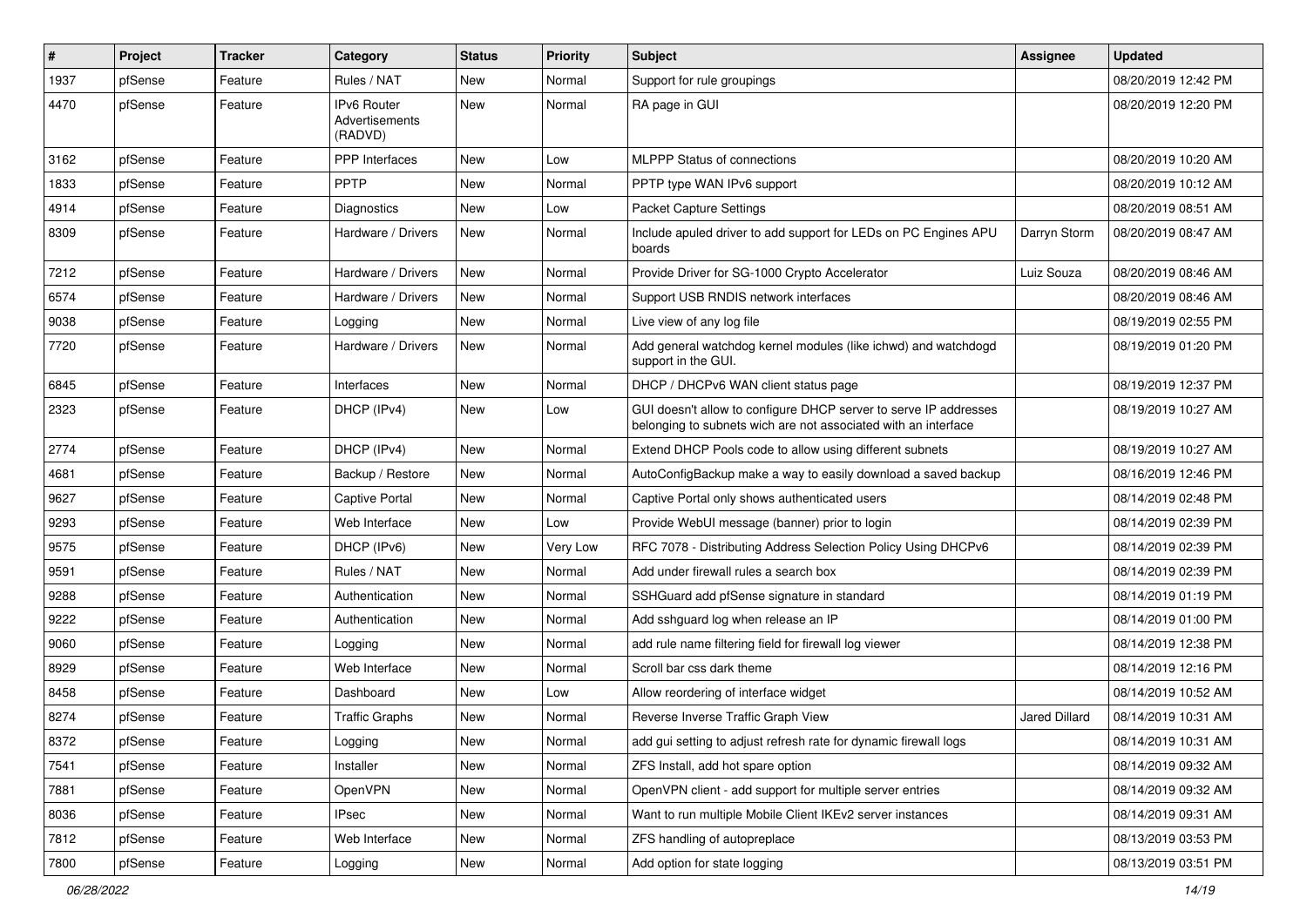| # | Project | Tracker | Category | Status | Priority | Subject | Assignee | Updated |
|---|---|---|---|---|---|---|---|---|
| 1937 | pfSense | Feature | Rules / NAT | New | Normal | Support for rule groupings | | 08/20/2019 12:42 PM |
| 4470 | pfSense | Feature | IPv6 Router Advertisements (RADVD) | New | Normal | RA page in GUI | | 08/20/2019 12:20 PM |
| 3162 | pfSense | Feature | PPP Interfaces | New | Low | MLPPP Status of connections | | 08/20/2019 10:20 AM |
| 1833 | pfSense | Feature | PPTP | New | Normal | PPTP type WAN IPv6 support | | 08/20/2019 10:12 AM |
| 4914 | pfSense | Feature | Diagnostics | New | Low | Packet Capture Settings | | 08/20/2019 08:51 AM |
| 8309 | pfSense | Feature | Hardware / Drivers | New | Normal | Include apuled driver to add support for LEDs on PC Engines APU boards | Darryn Storm | 08/20/2019 08:47 AM |
| 7212 | pfSense | Feature | Hardware / Drivers | New | Normal | Provide Driver for SG-1000 Crypto Accelerator | Luiz Souza | 08/20/2019 08:46 AM |
| 6574 | pfSense | Feature | Hardware / Drivers | New | Normal | Support USB RNDIS network interfaces | | 08/20/2019 08:46 AM |
| 9038 | pfSense | Feature | Logging | New | Normal | Live view of any log file | | 08/19/2019 02:55 PM |
| 7720 | pfSense | Feature | Hardware / Drivers | New | Normal | Add general watchdog kernel modules (like ichwd) and watchdogd support in the GUI. | | 08/19/2019 01:20 PM |
| 6845 | pfSense | Feature | Interfaces | New | Normal | DHCP / DHCPv6 WAN client status page | | 08/19/2019 12:37 PM |
| 2323 | pfSense | Feature | DHCP (IPv4) | New | Low | GUI doesn't allow to configure DHCP server to serve IP addresses belonging to subnets wich are not associated with an interface | | 08/19/2019 10:27 AM |
| 2774 | pfSense | Feature | DHCP (IPv4) | New | Normal | Extend DHCP Pools code to allow using different subnets | | 08/19/2019 10:27 AM |
| 4681 | pfSense | Feature | Backup / Restore | New | Normal | AutoConfigBackup make a way to easily download a saved backup | | 08/16/2019 12:46 PM |
| 9627 | pfSense | Feature | Captive Portal | New | Normal | Captive Portal only shows authenticated users | | 08/14/2019 02:48 PM |
| 9293 | pfSense | Feature | Web Interface | New | Low | Provide WebUI message (banner) prior to login | | 08/14/2019 02:39 PM |
| 9575 | pfSense | Feature | DHCP (IPv6) | New | Very Low | RFC 7078 - Distributing Address Selection Policy Using DHCPv6 | | 08/14/2019 02:39 PM |
| 9591 | pfSense | Feature | Rules / NAT | New | Normal | Add under firewall rules a search box | | 08/14/2019 02:39 PM |
| 9288 | pfSense | Feature | Authentication | New | Normal | SSHGuard add pfSense signature in standard | | 08/14/2019 01:19 PM |
| 9222 | pfSense | Feature | Authentication | New | Normal | Add sshguard log when release an IP | | 08/14/2019 01:00 PM |
| 9060 | pfSense | Feature | Logging | New | Normal | add rule name filtering field for firewall log viewer | | 08/14/2019 12:38 PM |
| 8929 | pfSense | Feature | Web Interface | New | Normal | Scroll bar css dark theme | | 08/14/2019 12:16 PM |
| 8458 | pfSense | Feature | Dashboard | New | Low | Allow reordering of interface widget | | 08/14/2019 10:52 AM |
| 8274 | pfSense | Feature | Traffic Graphs | New | Normal | Reverse Inverse Traffic Graph View | Jared Dillard | 08/14/2019 10:31 AM |
| 8372 | pfSense | Feature | Logging | New | Normal | add gui setting to adjust refresh rate for dynamic firewall logs | | 08/14/2019 10:31 AM |
| 7541 | pfSense | Feature | Installer | New | Normal | ZFS Install, add hot spare option | | 08/14/2019 09:32 AM |
| 7881 | pfSense | Feature | OpenVPN | New | Normal | OpenVPN client - add support for multiple server entries | | 08/14/2019 09:32 AM |
| 8036 | pfSense | Feature | IPsec | New | Normal | Want to run multiple Mobile Client IKEv2 server instances | | 08/14/2019 09:31 AM |
| 7812 | pfSense | Feature | Web Interface | New | Normal | ZFS handling of autopreplace | | 08/13/2019 03:53 PM |
| 7800 | pfSense | Feature | Logging | New | Normal | Add option for state logging | | 08/13/2019 03:51 PM |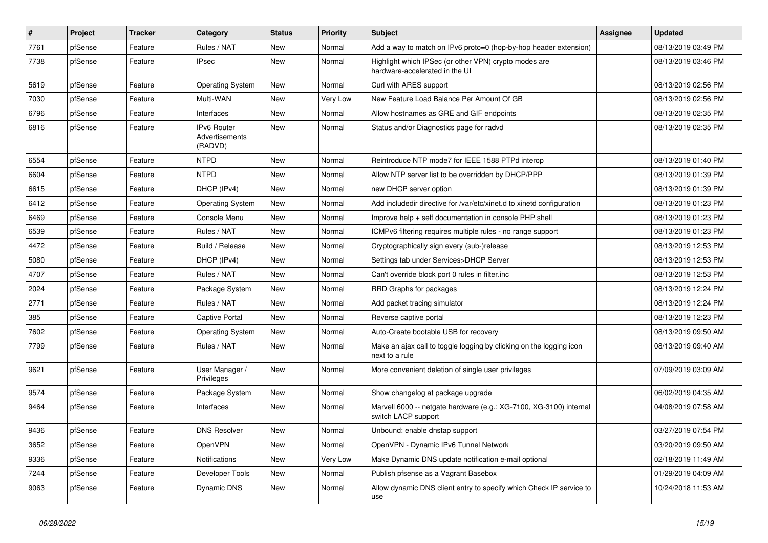| # | Project | Tracker | Category | Status | Priority | Subject | Assignee | Updated |
|---|---|---|---|---|---|---|---|---|
| 7761 | pfSense | Feature | Rules / NAT | New | Normal | Add a way to match on IPv6 proto=0 (hop-by-hop header extension) | | 08/13/2019 03:49 PM |
| 7738 | pfSense | Feature | IPsec | New | Normal | Highlight which IPSec (or other VPN) crypto modes are hardware-accelerated in the UI | | 08/13/2019 03:46 PM |
| 5619 | pfSense | Feature | Operating System | New | Normal | Curl with ARES support | | 08/13/2019 02:56 PM |
| 7030 | pfSense | Feature | Multi-WAN | New | Very Low | New Feature Load Balance Per Amount Of GB | | 08/13/2019 02:56 PM |
| 6796 | pfSense | Feature | Interfaces | New | Normal | Allow hostnames as GRE and GIF endpoints | | 08/13/2019 02:35 PM |
| 6816 | pfSense | Feature | IPv6 Router Advertisements (RADVD) | New | Normal | Status and/or Diagnostics page for radvd | | 08/13/2019 02:35 PM |
| 6554 | pfSense | Feature | NTPD | New | Normal | Reintroduce NTP mode7 for IEEE 1588 PTPd interop | | 08/13/2019 01:40 PM |
| 6604 | pfSense | Feature | NTPD | New | Normal | Allow NTP server list to be overridden by DHCP/PPP | | 08/13/2019 01:39 PM |
| 6615 | pfSense | Feature | DHCP (IPv4) | New | Normal | new DHCP server option | | 08/13/2019 01:39 PM |
| 6412 | pfSense | Feature | Operating System | New | Normal | Add includedir directive for /var/etc/xinet.d to xinetd configuration | | 08/13/2019 01:23 PM |
| 6469 | pfSense | Feature | Console Menu | New | Normal | Improve help + self documentation in console PHP shell | | 08/13/2019 01:23 PM |
| 6539 | pfSense | Feature | Rules / NAT | New | Normal | ICMPv6 filtering requires multiple rules - no range support | | 08/13/2019 01:23 PM |
| 4472 | pfSense | Feature | Build / Release | New | Normal | Cryptographically sign every (sub-)release | | 08/13/2019 12:53 PM |
| 5080 | pfSense | Feature | DHCP (IPv4) | New | Normal | Settings tab under Services>DHCP Server | | 08/13/2019 12:53 PM |
| 4707 | pfSense | Feature | Rules / NAT | New | Normal | Can't override block port 0 rules in filter.inc | | 08/13/2019 12:53 PM |
| 2024 | pfSense | Feature | Package System | New | Normal | RRD Graphs for packages | | 08/13/2019 12:24 PM |
| 2771 | pfSense | Feature | Rules / NAT | New | Normal | Add packet tracing simulator | | 08/13/2019 12:24 PM |
| 385 | pfSense | Feature | Captive Portal | New | Normal | Reverse captive portal | | 08/13/2019 12:23 PM |
| 7602 | pfSense | Feature | Operating System | New | Normal | Auto-Create bootable USB for recovery | | 08/13/2019 09:50 AM |
| 7799 | pfSense | Feature | Rules / NAT | New | Normal | Make an ajax call to toggle logging by clicking on the logging icon next to a rule | | 08/13/2019 09:40 AM |
| 9621 | pfSense | Feature | User Manager / Privileges | New | Normal | More convenient deletion of single user privileges | | 07/09/2019 03:09 AM |
| 9574 | pfSense | Feature | Package System | New | Normal | Show changelog at package upgrade | | 06/02/2019 04:35 AM |
| 9464 | pfSense | Feature | Interfaces | New | Normal | Marvell 6000 -- netgate hardware (e.g.: XG-7100, XG-3100) internal switch LACP support | | 04/08/2019 07:58 AM |
| 9436 | pfSense | Feature | DNS Resolver | New | Normal | Unbound: enable dnstap support | | 03/27/2019 07:54 PM |
| 3652 | pfSense | Feature | OpenVPN | New | Normal | OpenVPN - Dynamic IPv6 Tunnel Network | | 03/20/2019 09:50 AM |
| 9336 | pfSense | Feature | Notifications | New | Very Low | Make Dynamic DNS update notification e-mail optional | | 02/18/2019 11:49 AM |
| 7244 | pfSense | Feature | Developer Tools | New | Normal | Publish pfsense as a Vagrant Basebox | | 01/29/2019 04:09 AM |
| 9063 | pfSense | Feature | Dynamic DNS | New | Normal | Allow dynamic DNS client entry to specify which Check IP service to use | | 10/24/2018 11:53 AM |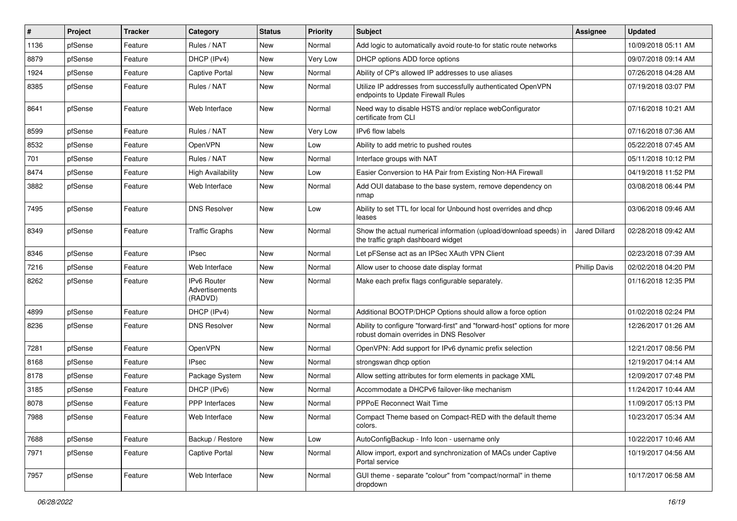| # | Project | Tracker | Category | Status | Priority | Subject | Assignee | Updated |
|---|---|---|---|---|---|---|---|---|
| 1136 | pfSense | Feature | Rules / NAT | New | Normal | Add logic to automatically avoid route-to for static route networks | | 10/09/2018 05:11 AM |
| 8879 | pfSense | Feature | DHCP (IPv4) | New | Very Low | DHCP options ADD force options | | 09/07/2018 09:14 AM |
| 1924 | pfSense | Feature | Captive Portal | New | Normal | Ability of CP's allowed IP addresses to use aliases | | 07/26/2018 04:28 AM |
| 8385 | pfSense | Feature | Rules / NAT | New | Normal | Utilize IP addresses from successfully authenticated OpenVPN endpoints to Update Firewall Rules | | 07/19/2018 03:07 PM |
| 8641 | pfSense | Feature | Web Interface | New | Normal | Need way to disable HSTS and/or replace webConfigurator certificate from CLI | | 07/16/2018 10:21 AM |
| 8599 | pfSense | Feature | Rules / NAT | New | Very Low | IPv6 flow labels | | 07/16/2018 07:36 AM |
| 8532 | pfSense | Feature | OpenVPN | New | Low | Ability to add metric to pushed routes | | 05/22/2018 07:45 AM |
| 701 | pfSense | Feature | Rules / NAT | New | Normal | Interface groups with NAT | | 05/11/2018 10:12 PM |
| 8474 | pfSense | Feature | High Availability | New | Low | Easier Conversion to HA Pair from Existing Non-HA Firewall | | 04/19/2018 11:52 PM |
| 3882 | pfSense | Feature | Web Interface | New | Normal | Add OUI database to the base system, remove dependency on nmap | | 03/08/2018 06:44 PM |
| 7495 | pfSense | Feature | DNS Resolver | New | Low | Ability to set TTL for local for Unbound host overrides and dhcp leases | | 03/06/2018 09:46 AM |
| 8349 | pfSense | Feature | Traffic Graphs | New | Normal | Show the actual numerical information (upload/download speeds) in the traffic graph dashboard widget | Jared Dillard | 02/28/2018 09:42 AM |
| 8346 | pfSense | Feature | IPsec | New | Normal | Let pFSense act as an IPSec XAuth VPN Client | | 02/23/2018 07:39 AM |
| 7216 | pfSense | Feature | Web Interface | New | Normal | Allow user to choose date display format | Phillip Davis | 02/02/2018 04:20 PM |
| 8262 | pfSense | Feature | IPv6 Router Advertisements (RADVD) | New | Normal | Make each prefix flags configurable separately. | | 01/16/2018 12:35 PM |
| 4899 | pfSense | Feature | DHCP (IPv4) | New | Normal | Additional BOOTP/DHCP Options should allow a force option | | 01/02/2018 02:24 PM |
| 8236 | pfSense | Feature | DNS Resolver | New | Normal | Ability to configure "forward-first" and "forward-host" options for more robust domain overrides in DNS Resolver | | 12/26/2017 01:26 AM |
| 7281 | pfSense | Feature | OpenVPN | New | Normal | OpenVPN: Add support for IPv6 dynamic prefix selection | | 12/21/2017 08:56 PM |
| 8168 | pfSense | Feature | IPsec | New | Normal | strongswan dhcp option | | 12/19/2017 04:14 AM |
| 8178 | pfSense | Feature | Package System | New | Normal | Allow setting attributes for form elements in package XML | | 12/09/2017 07:48 PM |
| 3185 | pfSense | Feature | DHCP (IPv6) | New | Normal | Accommodate a DHCPv6 failover-like mechanism | | 11/24/2017 10:44 AM |
| 8078 | pfSense | Feature | PPP Interfaces | New | Normal | PPPoE Reconnect Wait Time | | 11/09/2017 05:13 PM |
| 7988 | pfSense | Feature | Web Interface | New | Normal | Compact Theme based on Compact-RED with the default theme colors. | | 10/23/2017 05:34 AM |
| 7688 | pfSense | Feature | Backup / Restore | New | Low | AutoConfigBackup - Info Icon - username only | | 10/22/2017 10:46 AM |
| 7971 | pfSense | Feature | Captive Portal | New | Normal | Allow import, export and synchronization of MACs under Captive Portal service | | 10/19/2017 04:56 AM |
| 7957 | pfSense | Feature | Web Interface | New | Normal | GUI theme - separate "colour" from "compact/normal" in theme dropdown | | 10/17/2017 06:58 AM |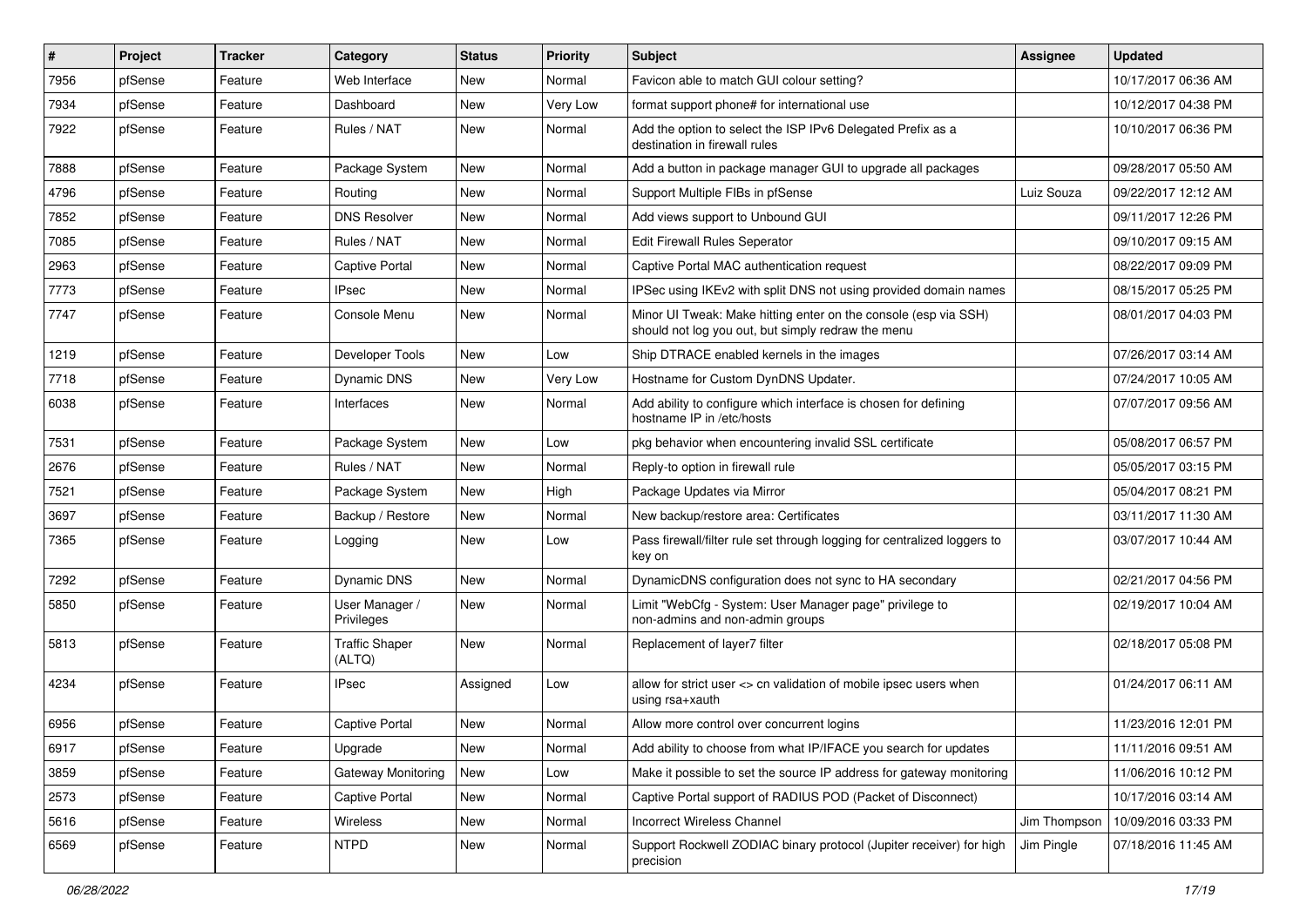| # | Project | Tracker | Category | Status | Priority | Subject | Assignee | Updated |
|---|---|---|---|---|---|---|---|---|
| 7956 | pfSense | Feature | Web Interface | New | Normal | Favicon able to match GUI colour setting? | | 10/17/2017 06:36 AM |
| 7934 | pfSense | Feature | Dashboard | New | Very Low | format support phone# for international use | | 10/12/2017 04:38 PM |
| 7922 | pfSense | Feature | Rules / NAT | New | Normal | Add the option to select the ISP IPv6 Delegated Prefix as a destination in firewall rules | | 10/10/2017 06:36 PM |
| 7888 | pfSense | Feature | Package System | New | Normal | Add a button in package manager GUI to upgrade all packages | | 09/28/2017 05:50 AM |
| 4796 | pfSense | Feature | Routing | New | Normal | Support Multiple FIBs in pfSense | Luiz Souza | 09/22/2017 12:12 AM |
| 7852 | pfSense | Feature | DNS Resolver | New | Normal | Add views support to Unbound GUI | | 09/11/2017 12:26 PM |
| 7085 | pfSense | Feature | Rules / NAT | New | Normal | Edit Firewall Rules Seperator | | 09/10/2017 09:15 AM |
| 2963 | pfSense | Feature | Captive Portal | New | Normal | Captive Portal MAC authentication request | | 08/22/2017 09:09 PM |
| 7773 | pfSense | Feature | IPsec | New | Normal | IPSec using IKEv2 with split DNS not using provided domain names | | 08/15/2017 05:25 PM |
| 7747 | pfSense | Feature | Console Menu | New | Normal | Minor UI Tweak: Make hitting enter on the console (esp via SSH) should not log you out, but simply redraw the menu | | 08/01/2017 04:03 PM |
| 1219 | pfSense | Feature | Developer Tools | New | Low | Ship DTRACE enabled kernels in the images | | 07/26/2017 03:14 AM |
| 7718 | pfSense | Feature | Dynamic DNS | New | Very Low | Hostname for Custom DynDNS Updater. | | 07/24/2017 10:05 AM |
| 6038 | pfSense | Feature | Interfaces | New | Normal | Add ability to configure which interface is chosen for defining hostname IP in /etc/hosts | | 07/07/2017 09:56 AM |
| 7531 | pfSense | Feature | Package System | New | Low | pkg behavior when encountering invalid SSL certificate | | 05/08/2017 06:57 PM |
| 2676 | pfSense | Feature | Rules / NAT | New | Normal | Reply-to option in firewall rule | | 05/05/2017 03:15 PM |
| 7521 | pfSense | Feature | Package System | New | High | Package Updates via Mirror | | 05/04/2017 08:21 PM |
| 3697 | pfSense | Feature | Backup / Restore | New | Normal | New backup/restore area: Certificates | | 03/11/2017 11:30 AM |
| 7365 | pfSense | Feature | Logging | New | Low | Pass firewall/filter rule set through logging for centralized loggers to key on | | 03/07/2017 10:44 AM |
| 7292 | pfSense | Feature | Dynamic DNS | New | Normal | DynamicDNS configuration does not sync to HA secondary | | 02/21/2017 04:56 PM |
| 5850 | pfSense | Feature | User Manager / Privileges | New | Normal | Limit "WebCfg - System: User Manager page" privilege to non-admins and non-admin groups | | 02/19/2017 10:04 AM |
| 5813 | pfSense | Feature | Traffic Shaper (ALTQ) | New | Normal | Replacement of layer7 filter | | 02/18/2017 05:08 PM |
| 4234 | pfSense | Feature | IPsec | Assigned | Low | allow for strict user <> cn validation of mobile ipsec users when using rsa+xauth | | 01/24/2017 06:11 AM |
| 6956 | pfSense | Feature | Captive Portal | New | Normal | Allow more control over concurrent logins | | 11/23/2016 12:01 PM |
| 6917 | pfSense | Feature | Upgrade | New | Normal | Add ability to choose from what IP/IFACE you search for updates | | 11/11/2016 09:51 AM |
| 3859 | pfSense | Feature | Gateway Monitoring | New | Low | Make it possible to set the source IP address for gateway monitoring | | 11/06/2016 10:12 PM |
| 2573 | pfSense | Feature | Captive Portal | New | Normal | Captive Portal support of RADIUS POD (Packet of Disconnect) | | 10/17/2016 03:14 AM |
| 5616 | pfSense | Feature | Wireless | New | Normal | Incorrect Wireless Channel | Jim Thompson | 10/09/2016 03:33 PM |
| 6569 | pfSense | Feature | NTPD | New | Normal | Support Rockwell ZODIAC binary protocol (Jupiter receiver) for high precision | Jim Pingle | 07/18/2016 11:45 AM |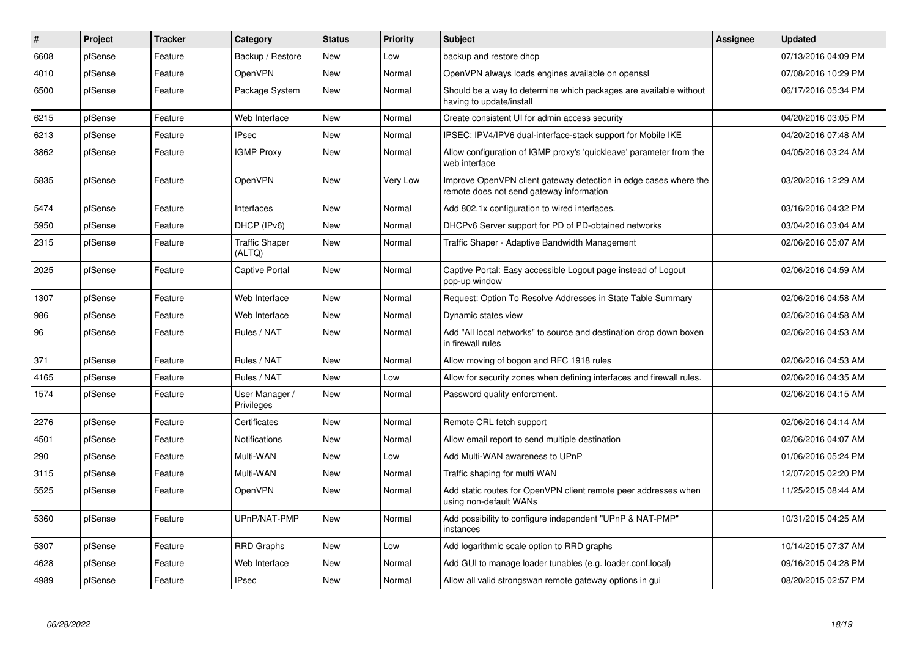| # | Project | Tracker | Category | Status | Priority | Subject | Assignee | Updated |
|---|---|---|---|---|---|---|---|---|
| 6608 | pfSense | Feature | Backup / Restore | New | Low | backup and restore dhcp | | 07/13/2016 04:09 PM |
| 4010 | pfSense | Feature | OpenVPN | New | Normal | OpenVPN always loads engines available on openssl | | 07/08/2016 10:29 PM |
| 6500 | pfSense | Feature | Package System | New | Normal | Should be a way to determine which packages are available without having to update/install | | 06/17/2016 05:34 PM |
| 6215 | pfSense | Feature | Web Interface | New | Normal | Create consistent UI for admin access security | | 04/20/2016 03:05 PM |
| 6213 | pfSense | Feature | IPsec | New | Normal | IPSEC: IPV4/IPV6 dual-interface-stack support for Mobile IKE | | 04/20/2016 07:48 AM |
| 3862 | pfSense | Feature | IGMP Proxy | New | Normal | Allow configuration of IGMP proxy's 'quickleave' parameter from the web interface | | 04/05/2016 03:24 AM |
| 5835 | pfSense | Feature | OpenVPN | New | Very Low | Improve OpenVPN client gateway detection in edge cases where the remote does not send gateway information | | 03/20/2016 12:29 AM |
| 5474 | pfSense | Feature | Interfaces | New | Normal | Add 802.1x configuration to wired interfaces. | | 03/16/2016 04:32 PM |
| 5950 | pfSense | Feature | DHCP (IPv6) | New | Normal | DHCPv6 Server support for PD of PD-obtained networks | | 03/04/2016 03:04 AM |
| 2315 | pfSense | Feature | Traffic Shaper (ALTQ) | New | Normal | Traffic Shaper - Adaptive Bandwidth Management | | 02/06/2016 05:07 AM |
| 2025 | pfSense | Feature | Captive Portal | New | Normal | Captive Portal: Easy accessible Logout page instead of Logout pop-up window | | 02/06/2016 04:59 AM |
| 1307 | pfSense | Feature | Web Interface | New | Normal | Request: Option To Resolve Addresses in State Table Summary | | 02/06/2016 04:58 AM |
| 986 | pfSense | Feature | Web Interface | New | Normal | Dynamic states view | | 02/06/2016 04:58 AM |
| 96 | pfSense | Feature | Rules / NAT | New | Normal | Add "All local networks" to source and destination drop down boxen in firewall rules | | 02/06/2016 04:53 AM |
| 371 | pfSense | Feature | Rules / NAT | New | Normal | Allow moving of bogon and RFC 1918 rules | | 02/06/2016 04:53 AM |
| 4165 | pfSense | Feature | Rules / NAT | New | Low | Allow for security zones when defining interfaces and firewall rules. | | 02/06/2016 04:35 AM |
| 1574 | pfSense | Feature | User Manager / Privileges | New | Normal | Password quality enforcment. | | 02/06/2016 04:15 AM |
| 2276 | pfSense | Feature | Certificates | New | Normal | Remote CRL fetch support | | 02/06/2016 04:14 AM |
| 4501 | pfSense | Feature | Notifications | New | Normal | Allow email report to send multiple destination | | 02/06/2016 04:07 AM |
| 290 | pfSense | Feature | Multi-WAN | New | Low | Add Multi-WAN awareness to UPnP | | 01/06/2016 05:24 PM |
| 3115 | pfSense | Feature | Multi-WAN | New | Normal | Traffic shaping for multi WAN | | 12/07/2015 02:20 PM |
| 5525 | pfSense | Feature | OpenVPN | New | Normal | Add static routes for OpenVPN client remote peer addresses when using non-default WANs | | 11/25/2015 08:44 AM |
| 5360 | pfSense | Feature | UPnP/NAT-PMP | New | Normal | Add possibility to configure independent "UPnP & NAT-PMP" instances | | 10/31/2015 04:25 AM |
| 5307 | pfSense | Feature | RRD Graphs | New | Low | Add logarithmic scale option to RRD graphs | | 10/14/2015 07:37 AM |
| 4628 | pfSense | Feature | Web Interface | New | Normal | Add GUI to manage loader tunables (e.g. loader.conf.local) | | 09/16/2015 04:28 PM |
| 4989 | pfSense | Feature | IPsec | New | Normal | Allow all valid strongswan remote gateway options in gui | | 08/20/2015 02:57 PM |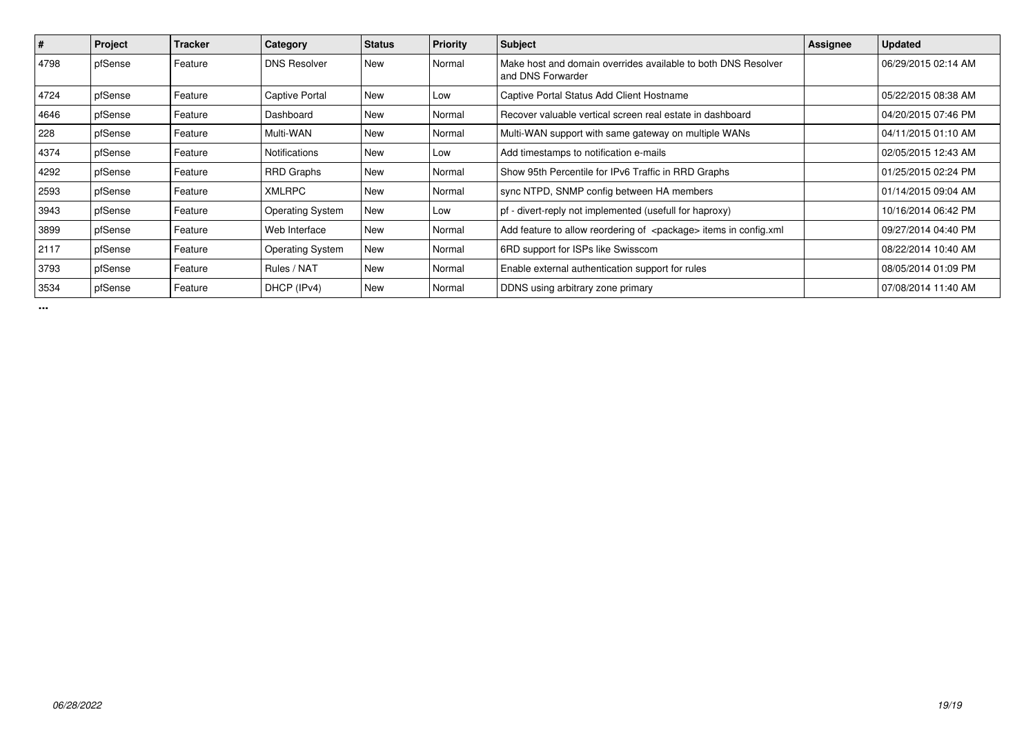| # | Project | Tracker | Category | Status | Priority | Subject | Assignee | Updated |
|---|---|---|---|---|---|---|---|---|
| 4798 | pfSense | Feature | DNS Resolver | New | Normal | Make host and domain overrides available to both DNS Resolver and DNS Forwarder | | 06/29/2015 02:14 AM |
| 4724 | pfSense | Feature | Captive Portal | New | Low | Captive Portal Status Add Client Hostname | | 05/22/2015 08:38 AM |
| 4646 | pfSense | Feature | Dashboard | New | Normal | Recover valuable vertical screen real estate in dashboard | | 04/20/2015 07:46 PM |
| 228 | pfSense | Feature | Multi-WAN | New | Normal | Multi-WAN support with same gateway on multiple WANs | | 04/11/2015 01:10 AM |
| 4374 | pfSense | Feature | Notifications | New | Low | Add timestamps to notification e-mails | | 02/05/2015 12:43 AM |
| 4292 | pfSense | Feature | RRD Graphs | New | Normal | Show 95th Percentile for IPv6 Traffic in RRD Graphs | | 01/25/2015 02:24 PM |
| 2593 | pfSense | Feature | XMLRPC | New | Normal | sync NTPD, SNMP config between HA members | | 01/14/2015 09:04 AM |
| 3943 | pfSense | Feature | Operating System | New | Low | pf - divert-reply not implemented (usefull for haproxy) | | 10/16/2014 06:42 PM |
| 3899 | pfSense | Feature | Web Interface | New | Normal | Add feature to allow reordering of <package> items in config.xml | | 09/27/2014 04:40 PM |
| 2117 | pfSense | Feature | Operating System | New | Normal | 6RD support for ISPs like Swisscom | | 08/22/2014 10:40 AM |
| 3793 | pfSense | Feature | Rules / NAT | New | Normal | Enable external authentication support for rules | | 08/05/2014 01:09 PM |
| 3534 | pfSense | Feature | DHCP (IPv4) | New | Normal | DDNS using arbitrary zone primary | | 07/08/2014 11:40 AM |

...